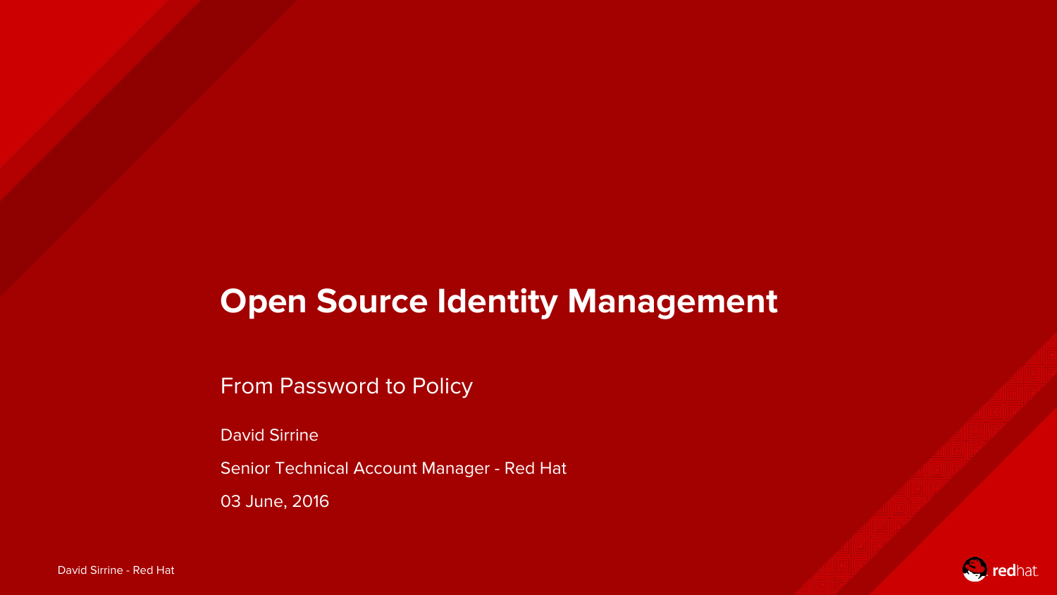# Open Source Identity Management

From Password to Policy

David Sirrine

Senior Technical Account Manager - Red Hat

03 June, 2016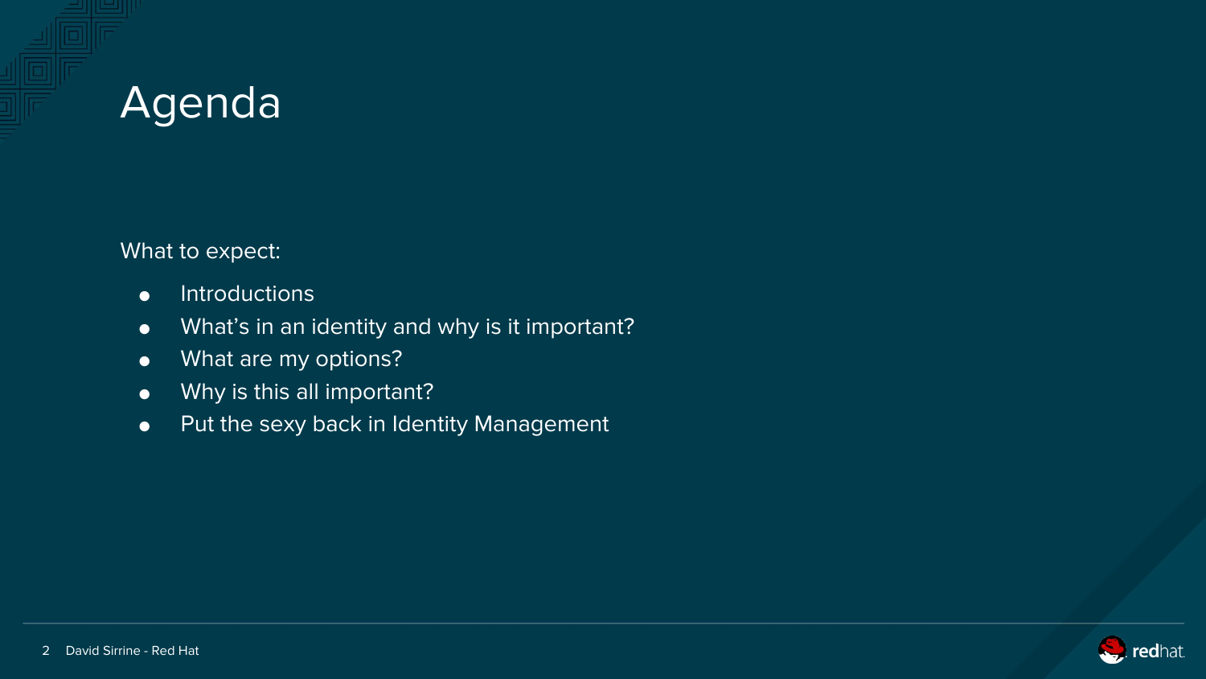# Agenda

What to expect:

- Introductions
- What’s in an identity and why is it important?
- What are my options?
- Why is this all important?
- Put the sexy back in Identity Management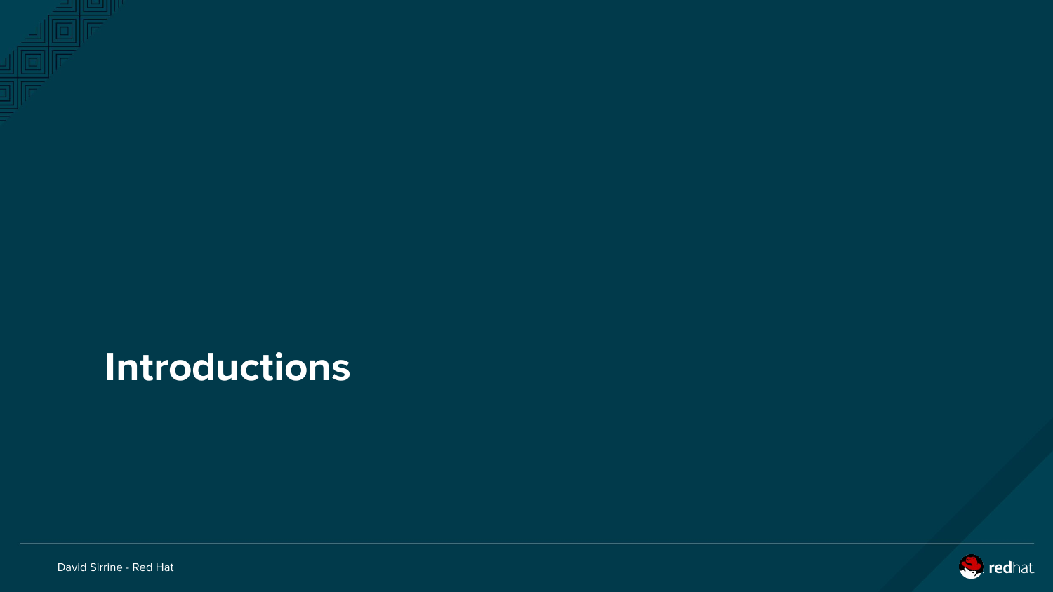# Introductions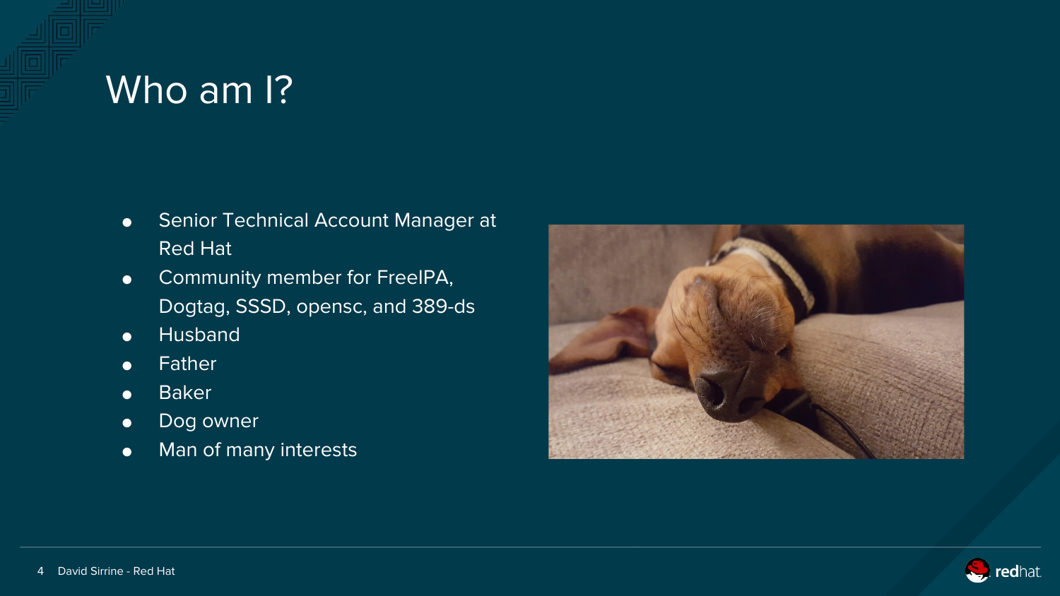# Who am I?

- Senior Technical Account Manager at Red Hat
- Community member for FreeIPA, Dogtag, SSSD, opensc, and 389-ds
- Husband
- Father
- Baker
- Dog owner
- Man of many interests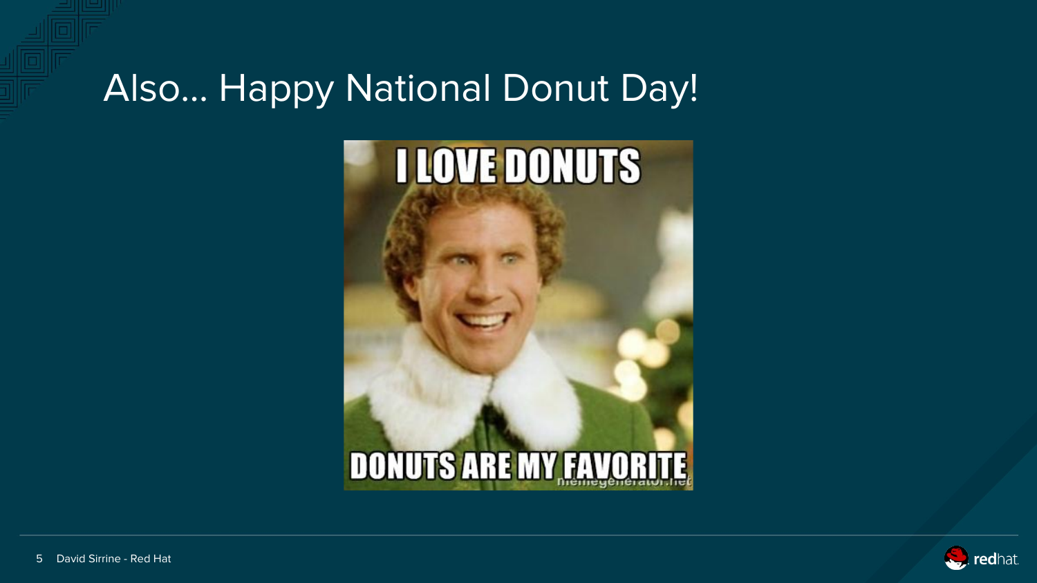# Also... Happy National Donut Day!

I LOVE DONUTS

DONUTS ARE MY FAVORITE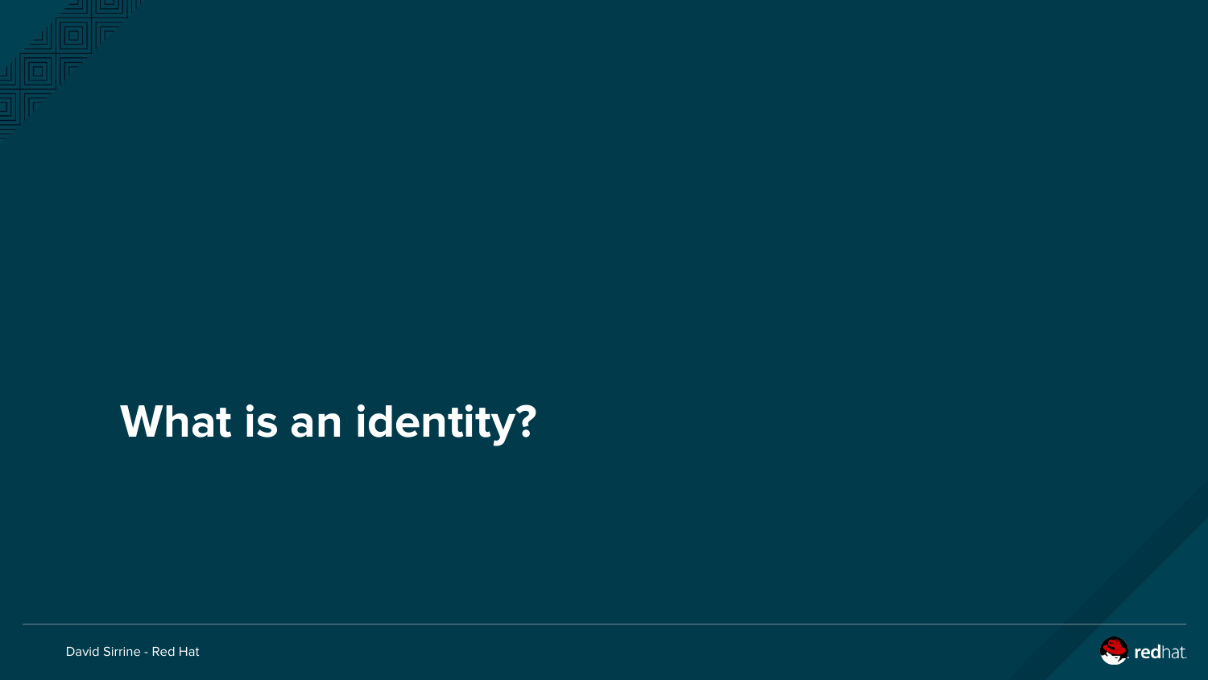# What is an identity?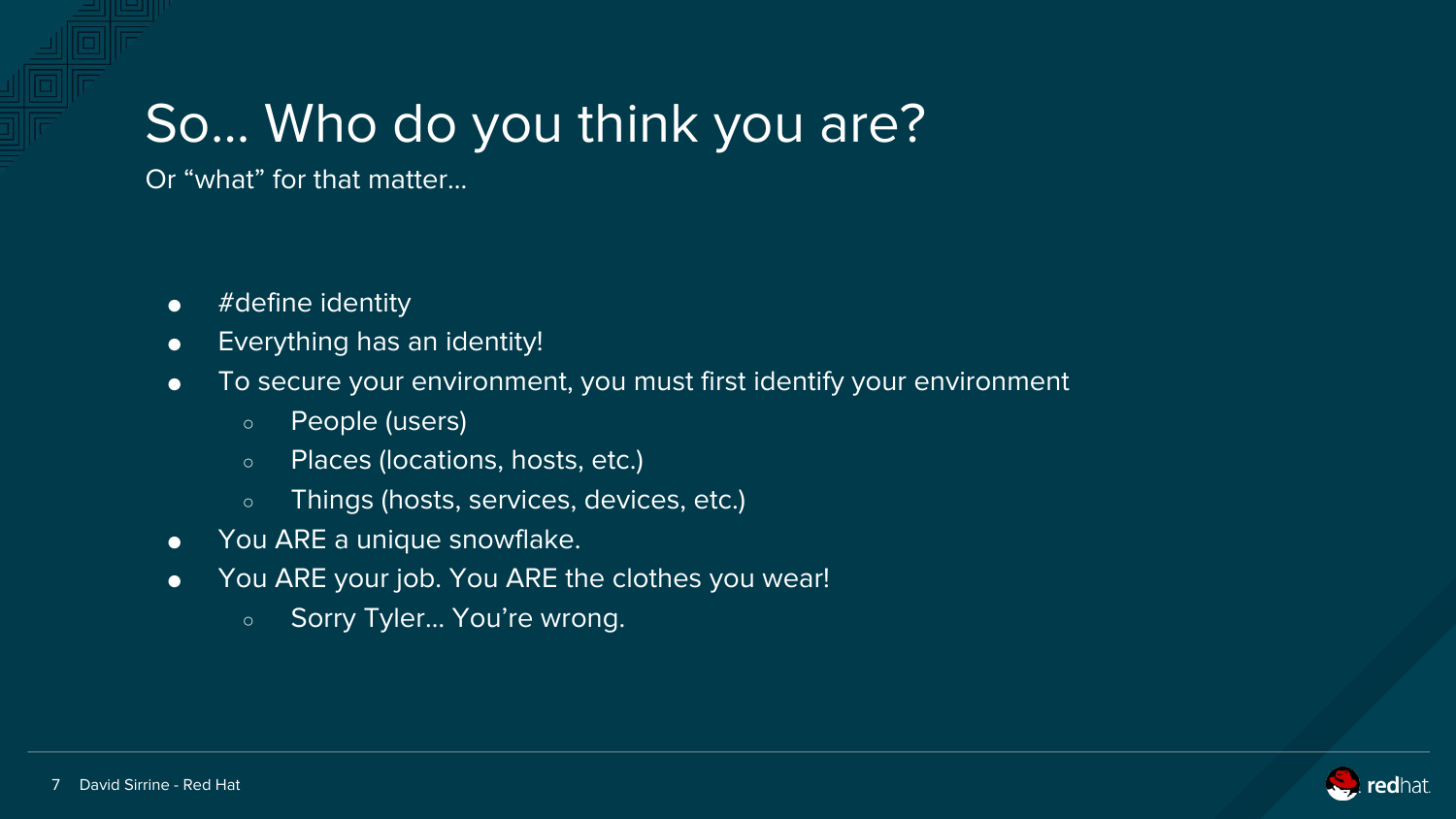# So… Who do you think you are?

Or “what” for that matter…

- #define identity
- Everything has an identity!
- To secure your environment, you must first identify your environment
  - People (users)
  - Places (locations, hosts, etc.)
  - Things (hosts, services, devices, etc.)
- You ARE a unique snowflake.
- You ARE your job. You ARE the clothes you wear!
  - Sorry Tyler… You’re wrong.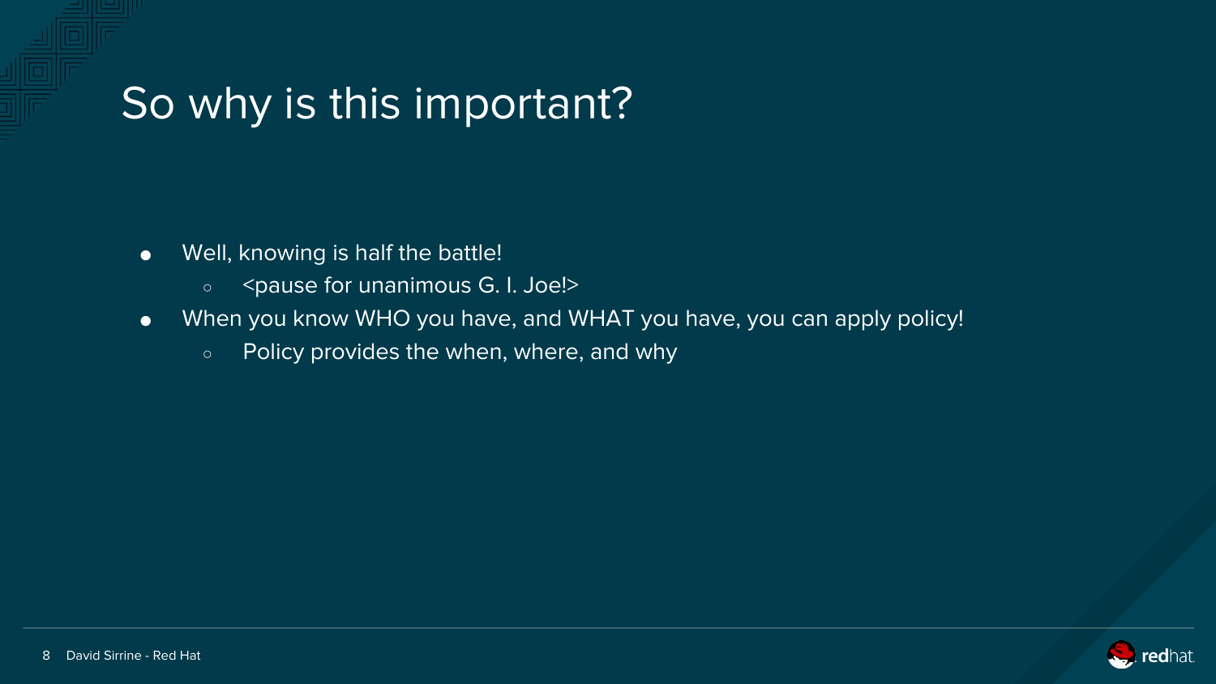# So why is this important?

- Well, knowing is half the battle!
  - <pause for unanimous G. I. Joe!>
- When you know WHO you have, and WHAT you have, you can apply policy!
  - Policy provides the when, where, and why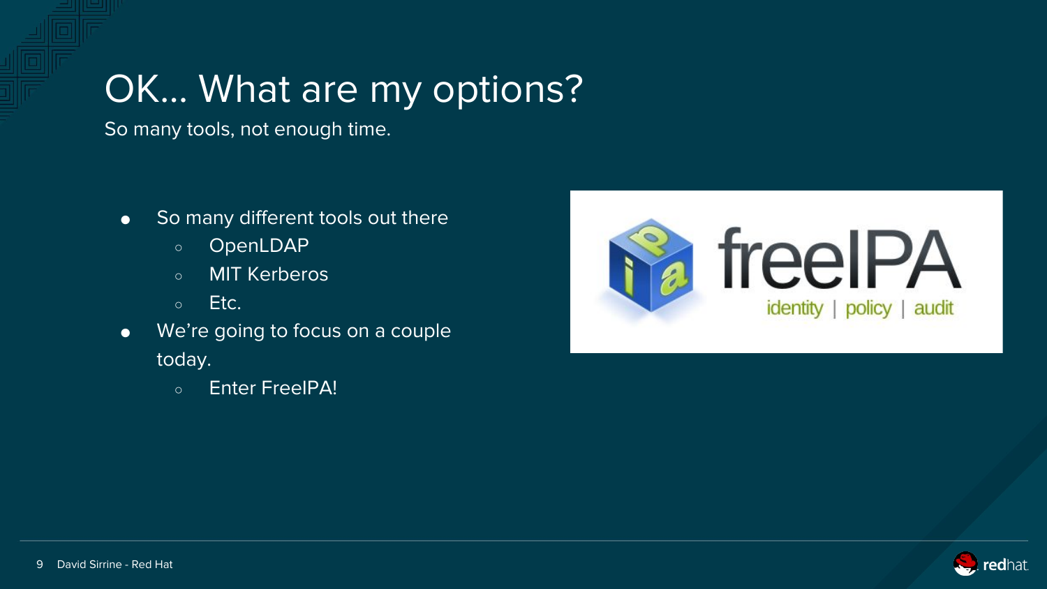# OK... What are my options?

So many tools, not enough time.

- So many different tools out there
  - OpenLDAP
  - MIT Kerberos
  - Etc.
- We're going to focus on a couple today.
  - Enter FreeIPA!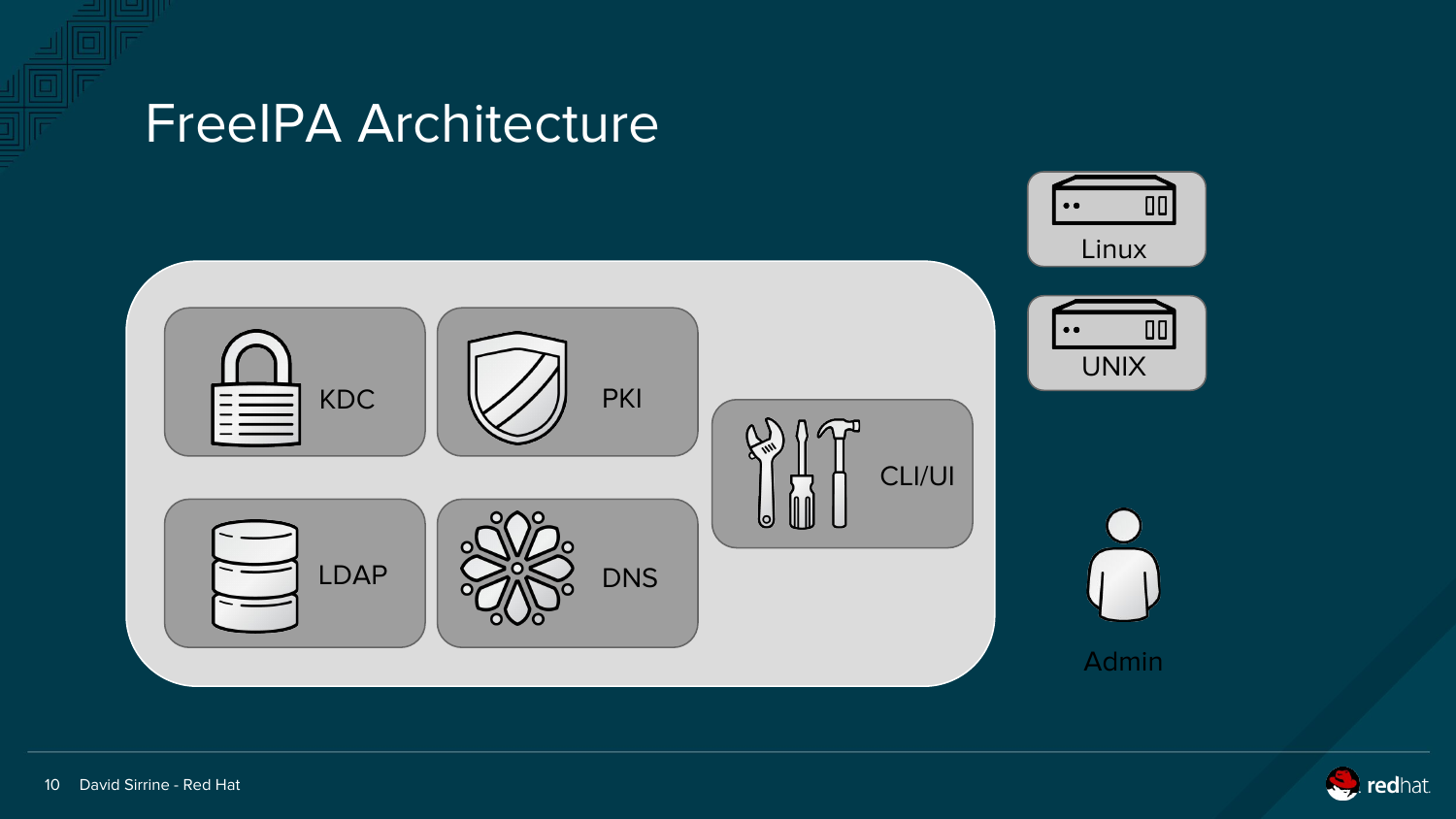# FreeIPA Architecture

KDC

PKI

CLI/UI

LDAP

DNS

Linux

UNIX

Admin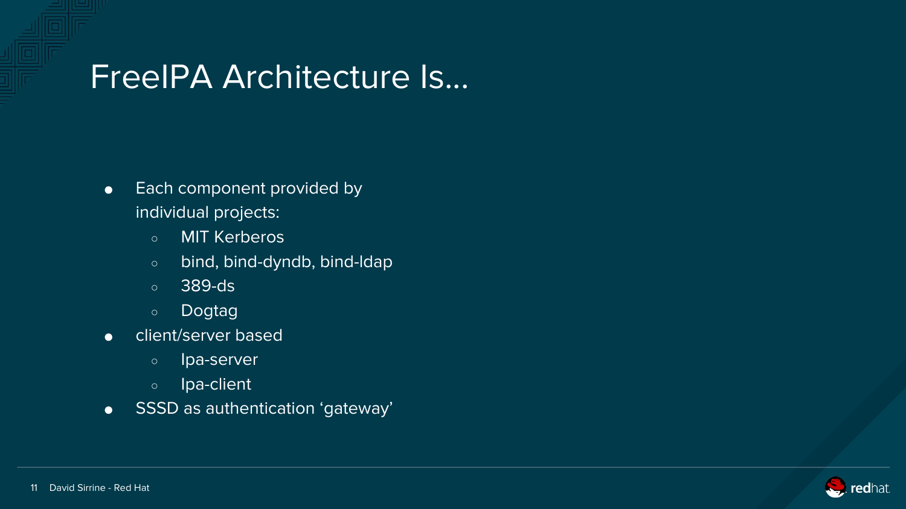# FreeIPA Architecture Is...

- Each component provided by individual projects:
  - MIT Kerberos
  - bind, bind-dyndb, bind-ldap
  - 389-ds
  - Dogtag
- client/server based
  - Ipa-server
  - Ipa-client
- SSSD as authentication 'gateway'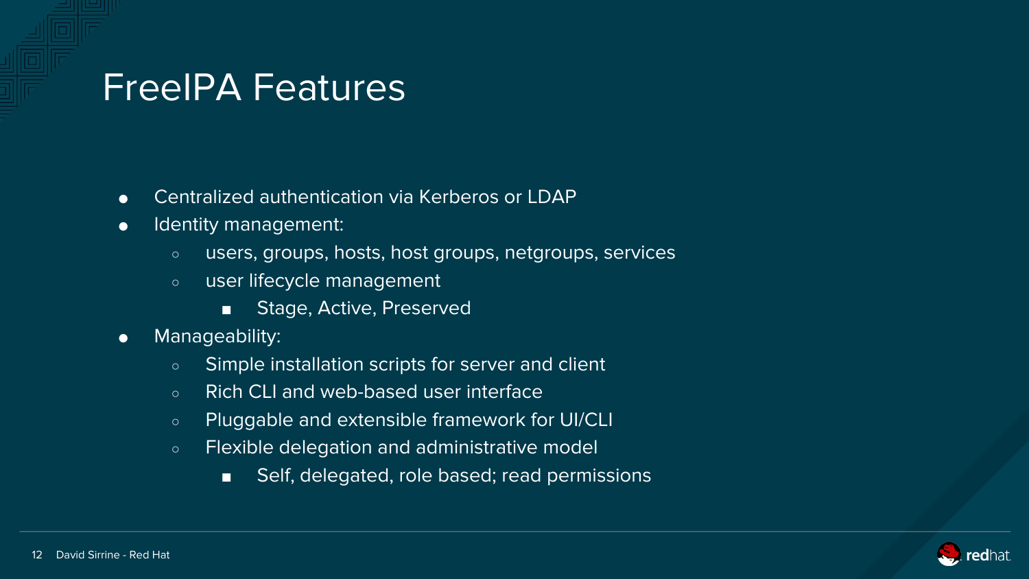# FreeIPA Features

- Centralized authentication via Kerberos or LDAP
- Identity management:
  - users, groups, hosts, host groups, netgroups, services
  - user lifecycle management
    - Stage, Active, Preserved
- Manageability:
  - Simple installation scripts for server and client
  - Rich CLI and web-based user interface
  - Pluggable and extensible framework for UI/CLI
  - Flexible delegation and administrative model
    - Self, delegated, role based; read permissions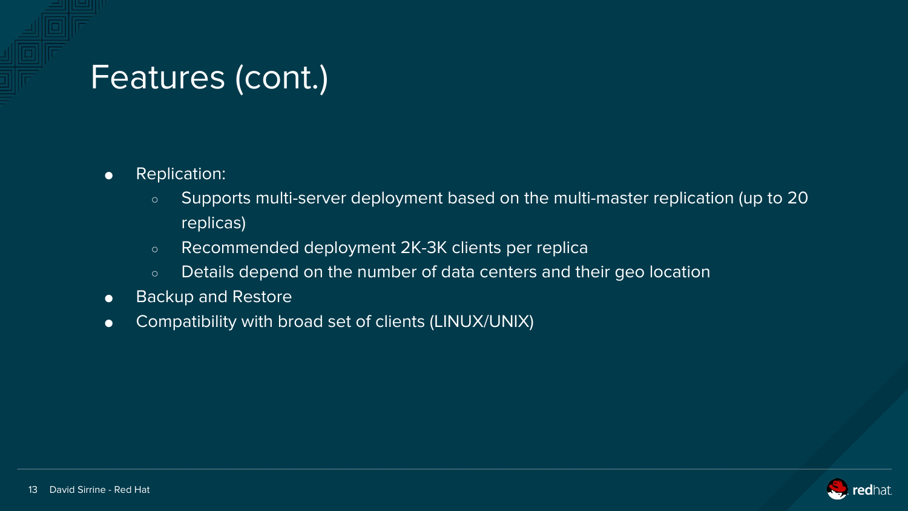# Features (cont.)

- Replication:
  - Supports multi-server deployment based on the multi-master replication (up to 20 replicas)
  - Recommended deployment 2K-3K clients per replica
  - Details depend on the number of data centers and their geo location
- Backup and Restore
- Compatibility with broad set of clients (LINUX/UNIX)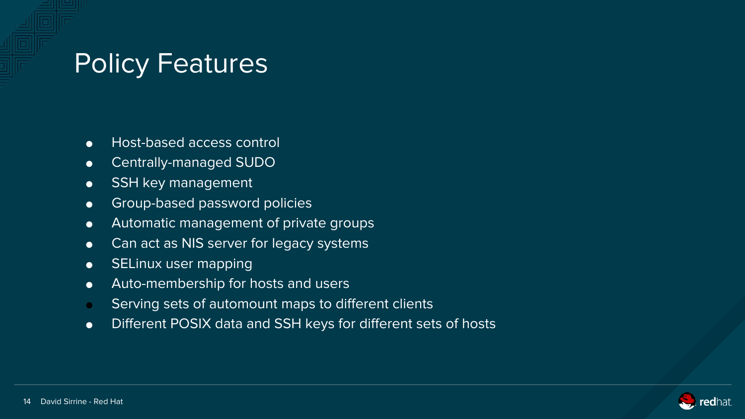# Policy Features

- Host-based access control
- Centrally-managed SUDO
- SSH key management
- Group-based password policies
- Automatic management of private groups
- Can act as NIS server for legacy systems
- SELinux user mapping
- Auto-membership for hosts and users
- Serving sets of automount maps to different clients
- Different POSIX data and SSH keys for different sets of hosts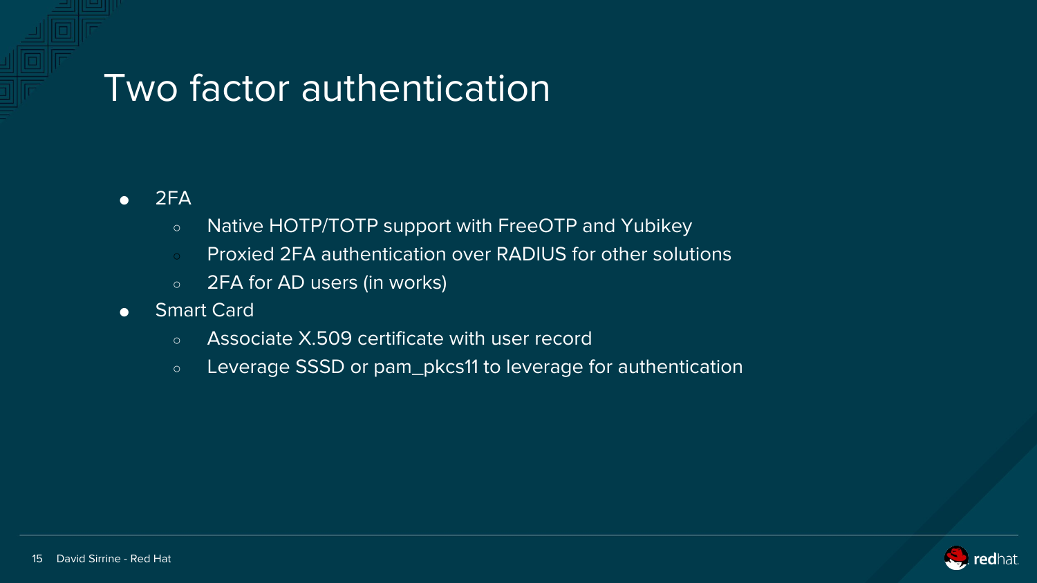# Two factor authentication

- 2FA
  - Native HOTP/TOTP support with FreeOTP and Yubikey
  - Proxied 2FA authentication over RADIUS for other solutions
  - 2FA for AD users (in works)
- Smart Card
  - Associate X.509 certificate with user record
  - Leverage SSSD or pam_pkcs11 to leverage for authentication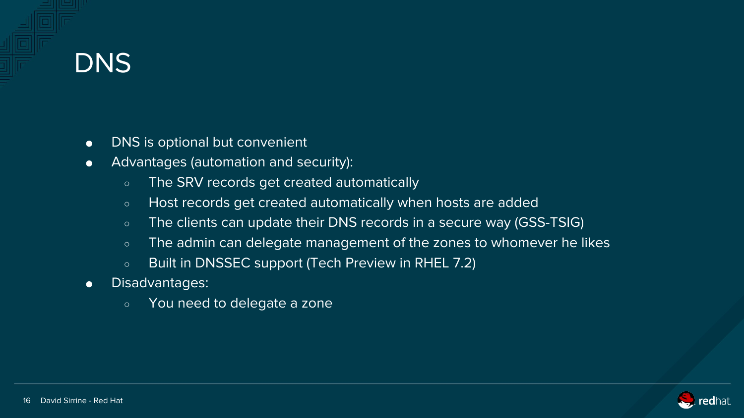# DNS

- DNS is optional but convenient
- Advantages (automation and security):
  - The SRV records get created automatically
  - Host records get created automatically when hosts are added
  - The clients can update their DNS records in a secure way (GSS-TSIG)
  - The admin can delegate management of the zones to whomever he likes
  - Built in DNSSEC support (Tech Preview in RHEL 7.2)
- Disadvantages:
  - You need to delegate a zone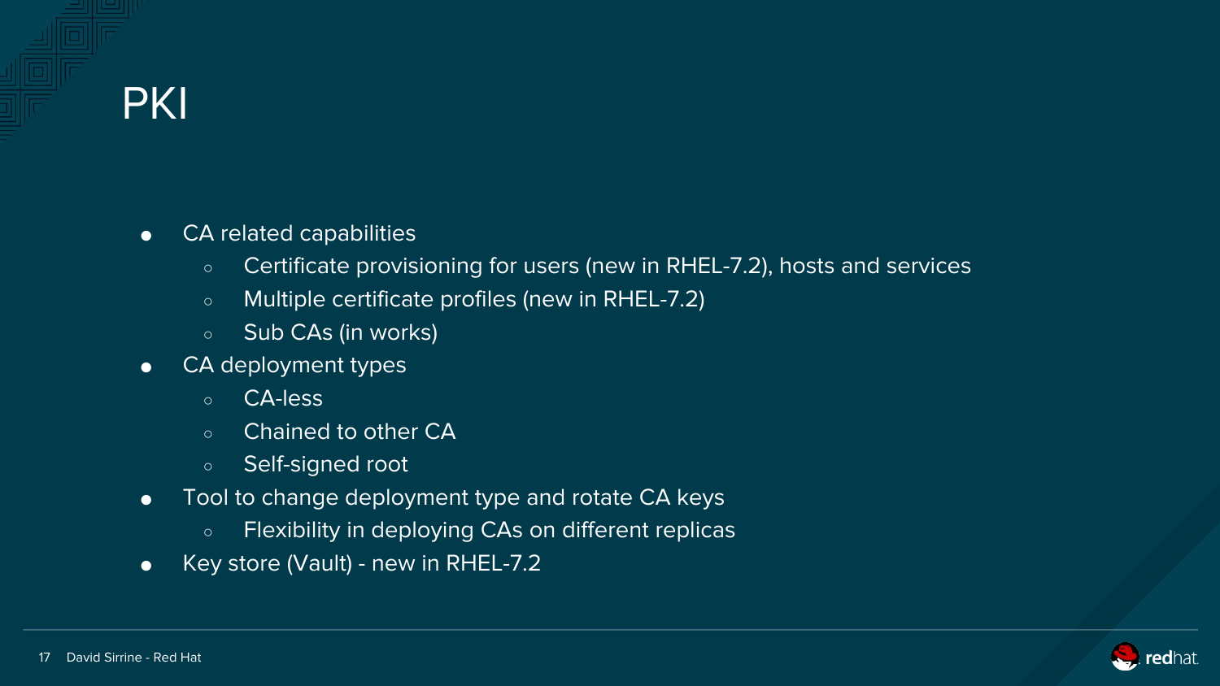# PKI

- CA related capabilities
  - Certificate provisioning for users (new in RHEL-7.2), hosts and services
  - Multiple certificate profiles (new in RHEL-7.2)
  - Sub CAs (in works)
- CA deployment types
  - CA-less
  - Chained to other CA
  - Self-signed root
- Tool to change deployment type and rotate CA keys
  - Flexibility in deploying CAs on different replicas
- Key store (Vault) - new in RHEL-7.2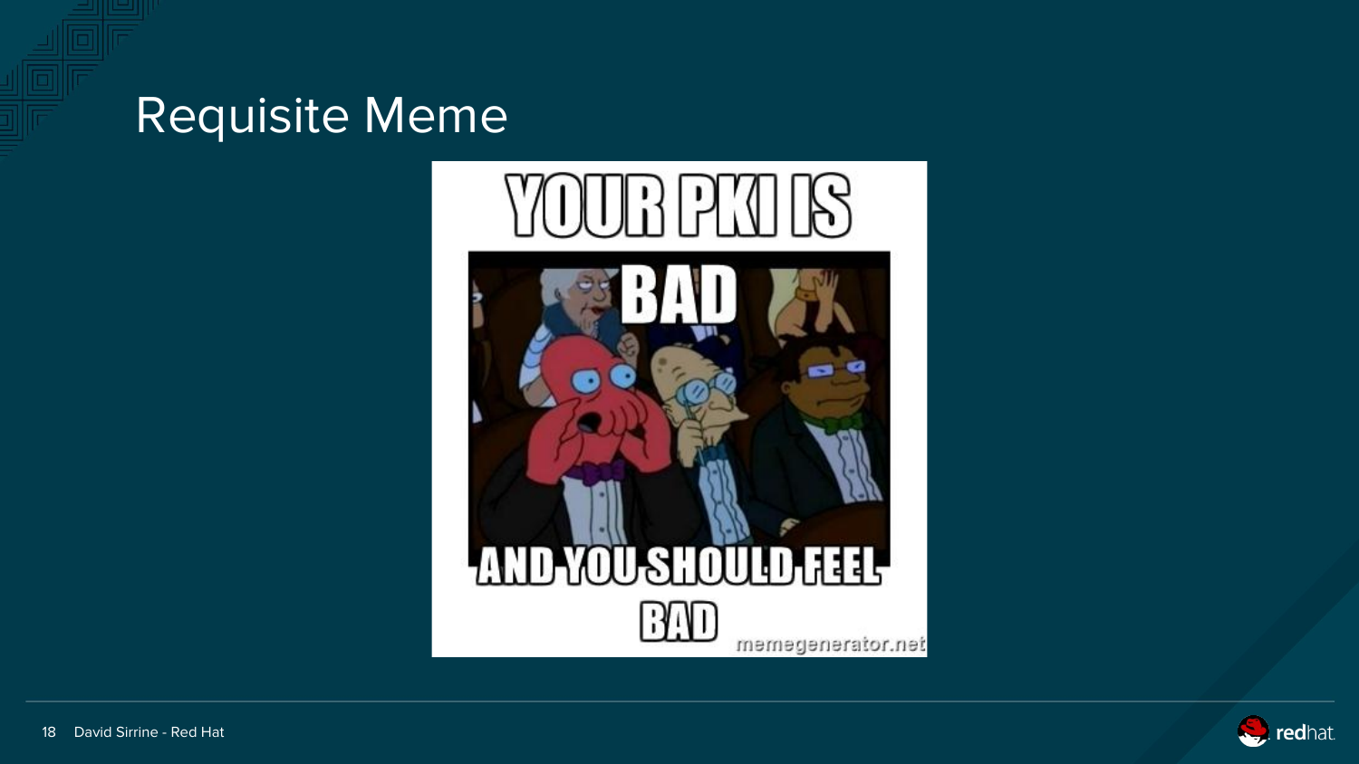# Requisite Meme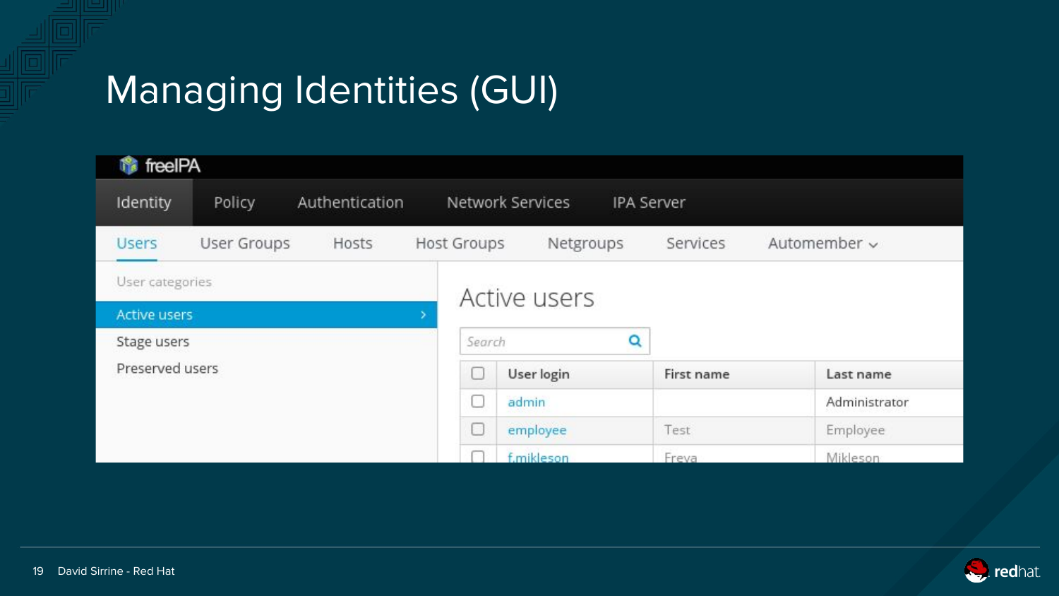# Managing Identities (GUI)

freeIPA

Identity | Policy | Authentication | Network Services | IPA Server

Users | User Groups | Hosts | Host Groups | Netgroups | Services | Automember

User categories

- Active users
- Stage users
- Preserved users

## Active users

Search

| | User login | First name | Last name |
|---|---|---|---|
| | admin | | Administrator |
| | employee | Test | Employee |
| | f.mikleson | Freya | Mikleson |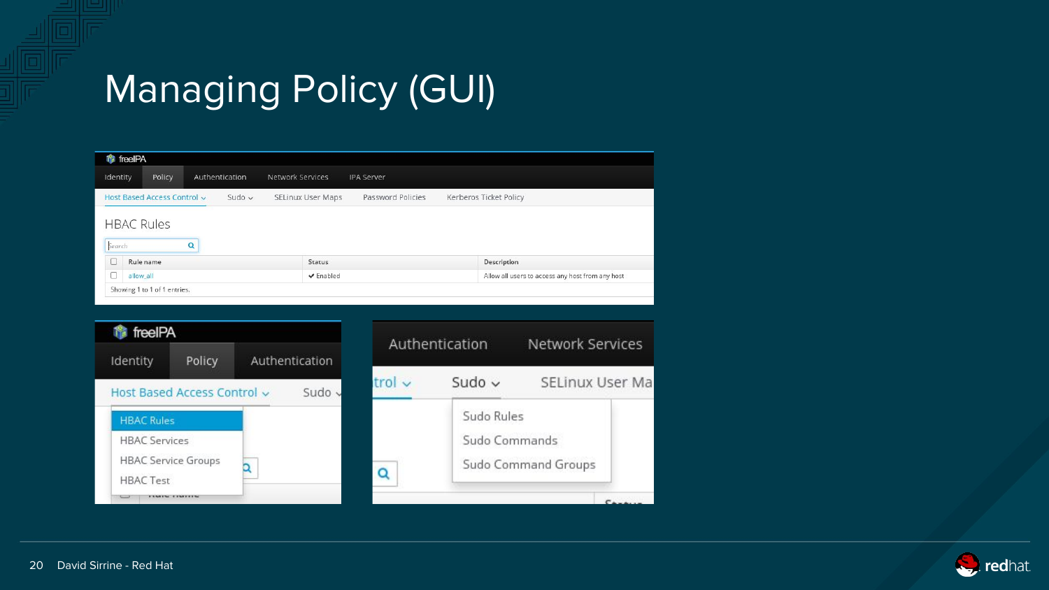# Managing Policy (GUI)

freeIPA

Identity | Policy | Authentication | Network Services | IPA Server

Host Based Access Control | Sudo | SELinux User Maps | Password Policies | Kerberos Ticket Policy

## HBAC Rules

| | Rule name | Status | Description |
|---|---|---|---|
| ☐ | allow_all | ✔ Enabled | Allow all users to access any host from any host |

Showing 1 to 1 of 1 entries.

freeIPA

Identity | Policy | Authentication

Host Based Access Control | Sudo

- HBAC Rules
- HBAC Services
- HBAC Service Groups
- HBAC Test

Authentication | Network Services

Sudo | SELinux User Maps

- Sudo Rules
- Sudo Commands
- Sudo Command Groups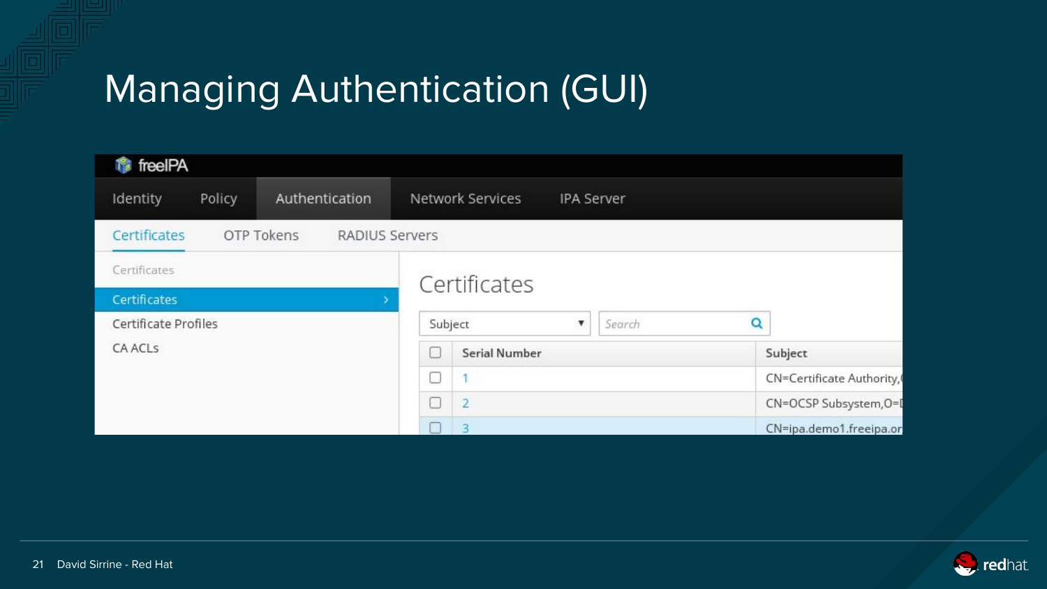# Managing Authentication (GUI)

freeIPA

Identity | Policy | Authentication | Network Services | IPA Server

Certificates | OTP Tokens | RADIUS Servers

Certificates

- Certificates
- Certificate Profiles
- CA ACLs

## Certificates

Subject | Search

| | Serial Number | Subject |
|---|---|---|
| ☐ | 1 | CN=Certificate Authority, |
| ☐ | 2 | CN=OCSP Subsystem,O=I |
| ☐ | 3 | CN=ipa.demo1.freeipa.or |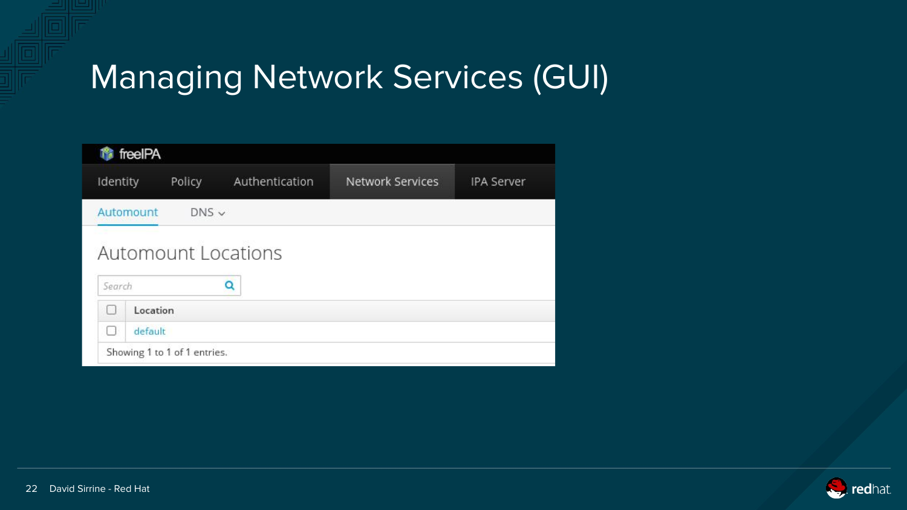# Managing Network Services (GUI)

freeIPA

Identity | Policy | Authentication | Network Services | IPA Server

Automount | DNS

## Automount Locations

Search

| | Location |
|---|---|
| ☐ | default |

Showing 1 to 1 of 1 entries.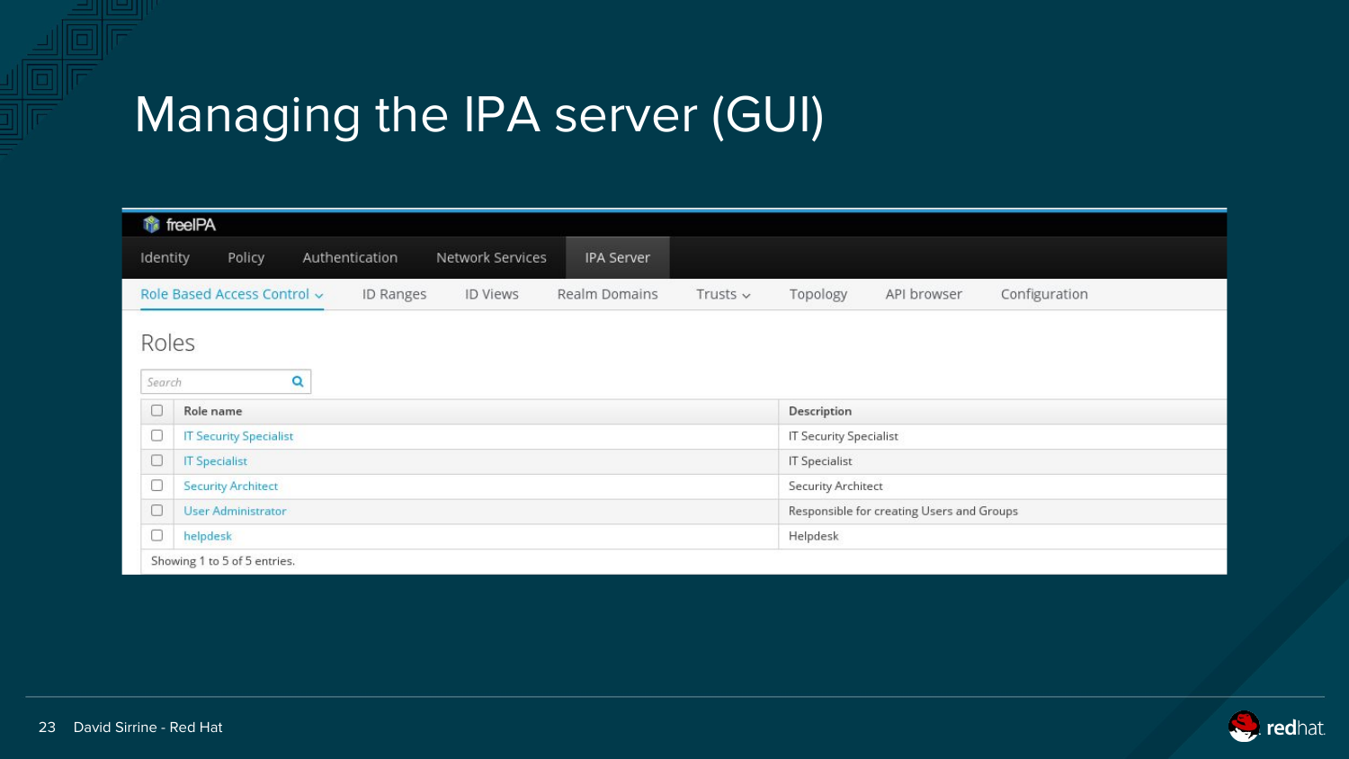# Managing the IPA server (GUI)

freeIPA

Identity | Policy | Authentication | Network Services | IPA Server

Role Based Access Control | ID Ranges | ID Views | Realm Domains | Trusts | Topology | API browser | Configuration

## Roles

Search

| Role name | Description |
|---|---|
| IT Security Specialist | IT Security Specialist |
| IT Specialist | IT Specialist |
| Security Architect | Security Architect |
| User Administrator | Responsible for creating Users and Groups |
| helpdesk | Helpdesk |

Showing 1 to 5 of 5 entries.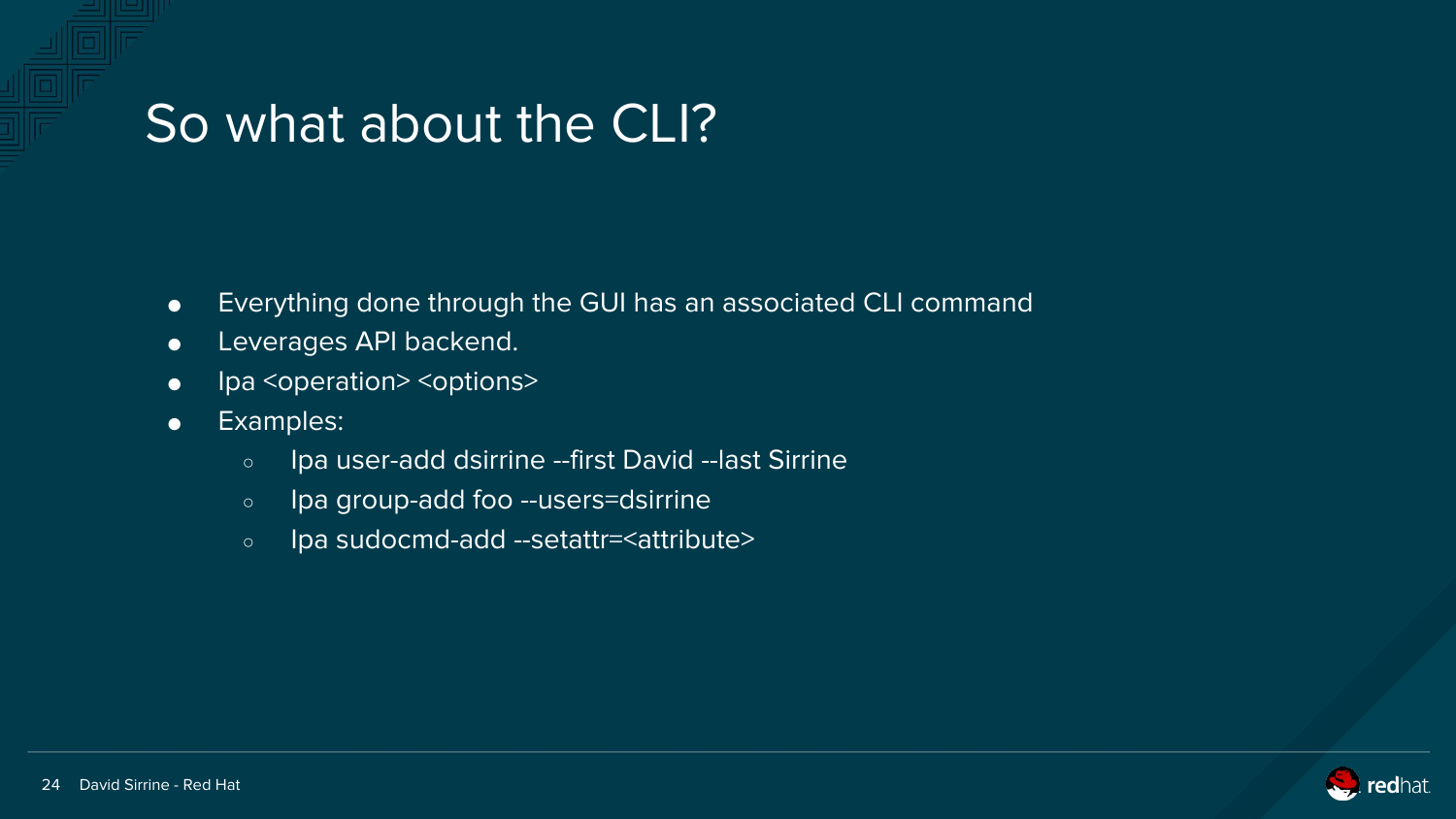# So what about the CLI?

- Everything done through the GUI has an associated CLI command
- Leverages API backend.
- Ipa <operation> <options>
- Examples:
  - Ipa user-add dsirrine --first David --last Sirrine
  - Ipa group-add foo --users=dsirrine
  - Ipa sudocmd-add --setattr=<attribute>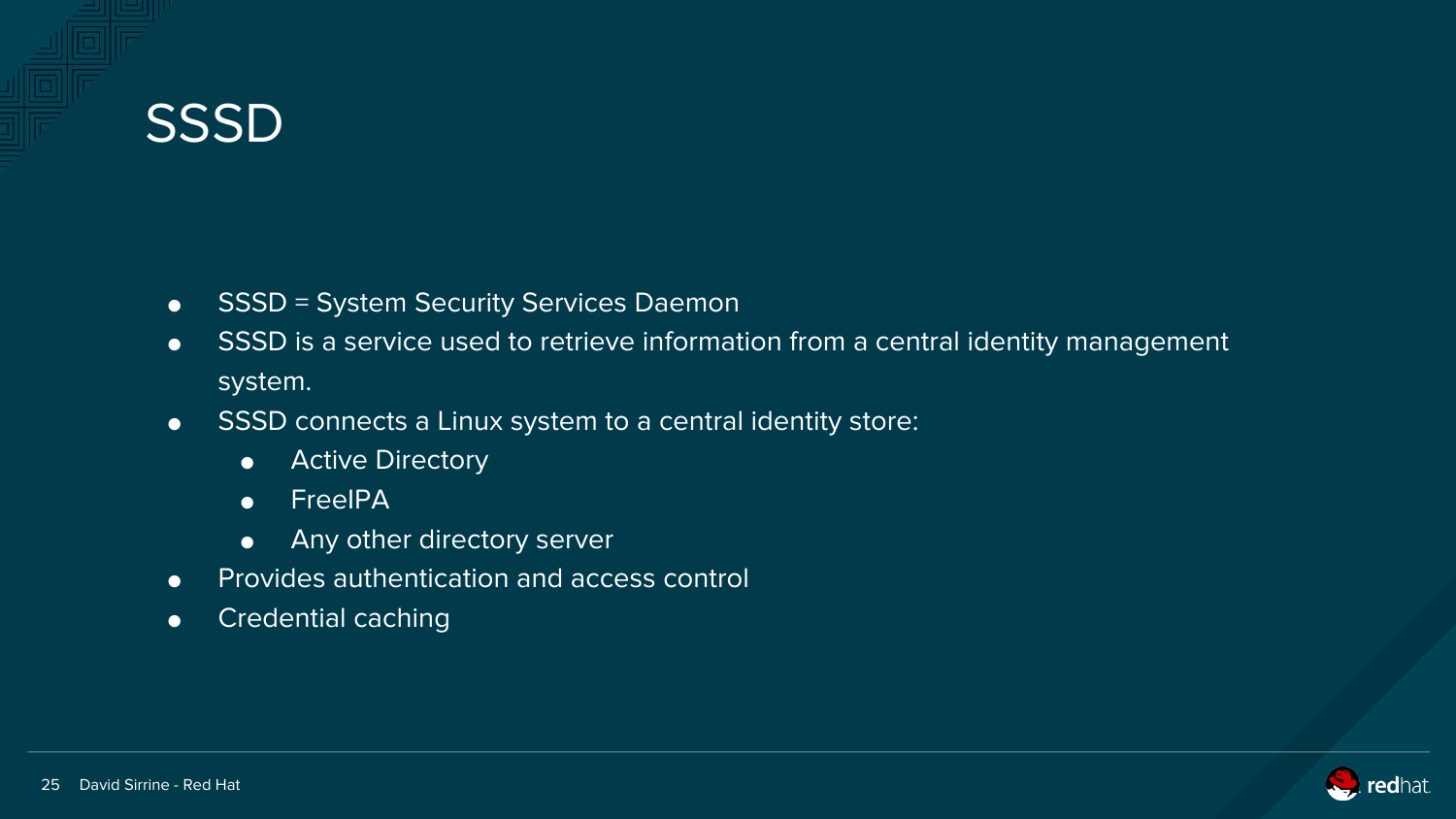# SSSD

- SSSD = System Security Services Daemon
- SSSD is a service used to retrieve information from a central identity management system.
- SSSD connects a Linux system to a central identity store:
  - Active Directory
  - FreeIPA
  - Any other directory server
- Provides authentication and access control
- Credential caching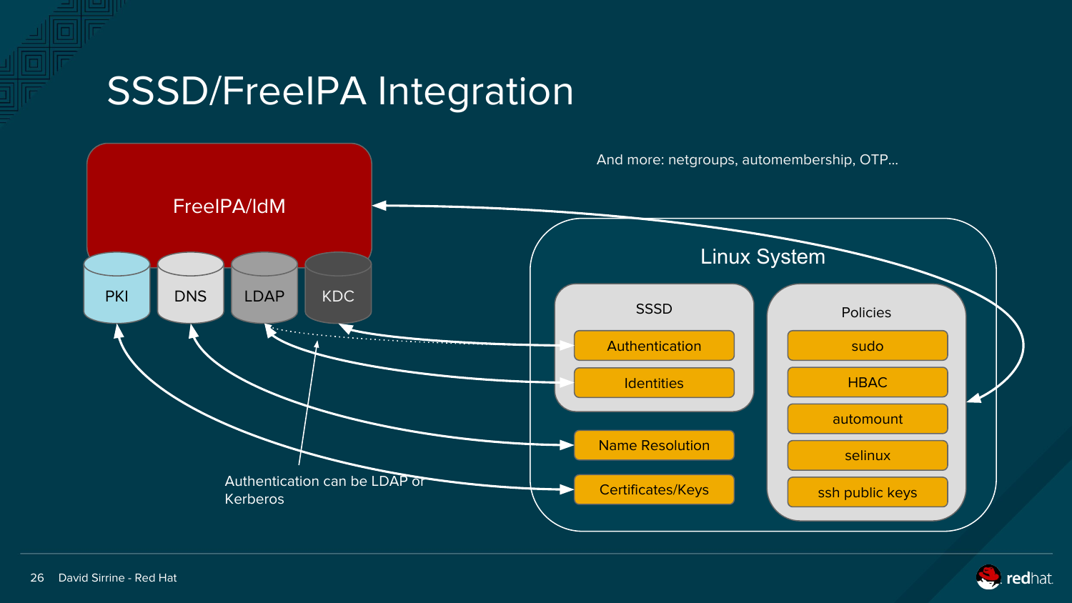# SSSD/FreeIPA Integration

And more: netgroups, automembership, OTP...

FreeIPA/IdM

PKI

DNS

LDAP

KDC

Linux System

SSSD

- Authentication
- Identities

Name Resolution

Certificates/Keys

Policies

- sudo
- HBAC
- automount
- selinux
- ssh public keys

Authentication can be LDAP or Kerberos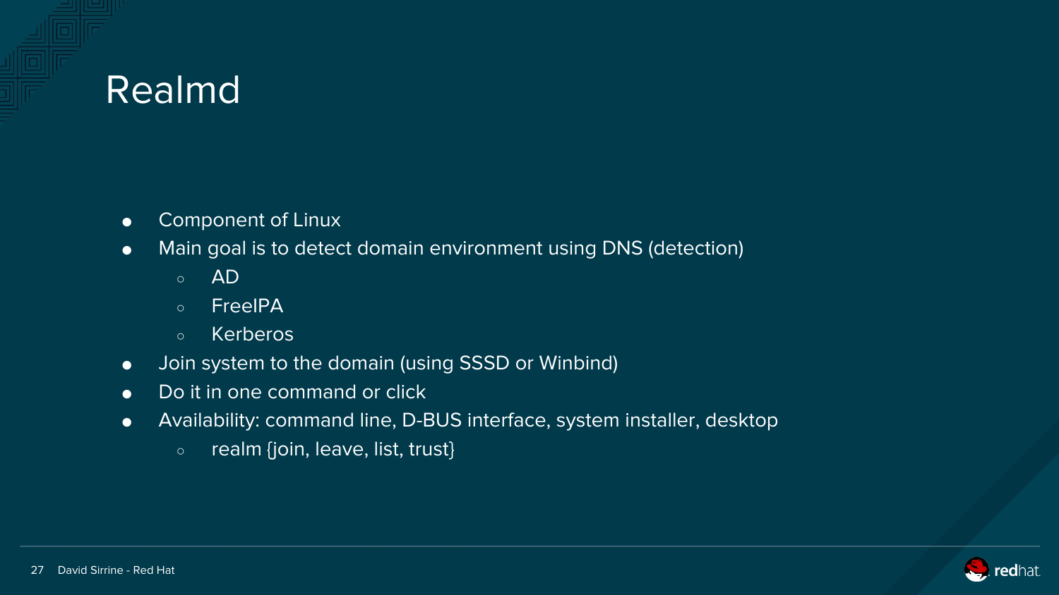# Realmd

- Component of Linux
- Main goal is to detect domain environment using DNS (detection)
  - AD
  - FreeIPA
  - Kerberos
- Join system to the domain (using SSSD or Winbind)
- Do it in one command or click
- Availability: command line, D-BUS interface, system installer, desktop
  - realm {join, leave, list, trust}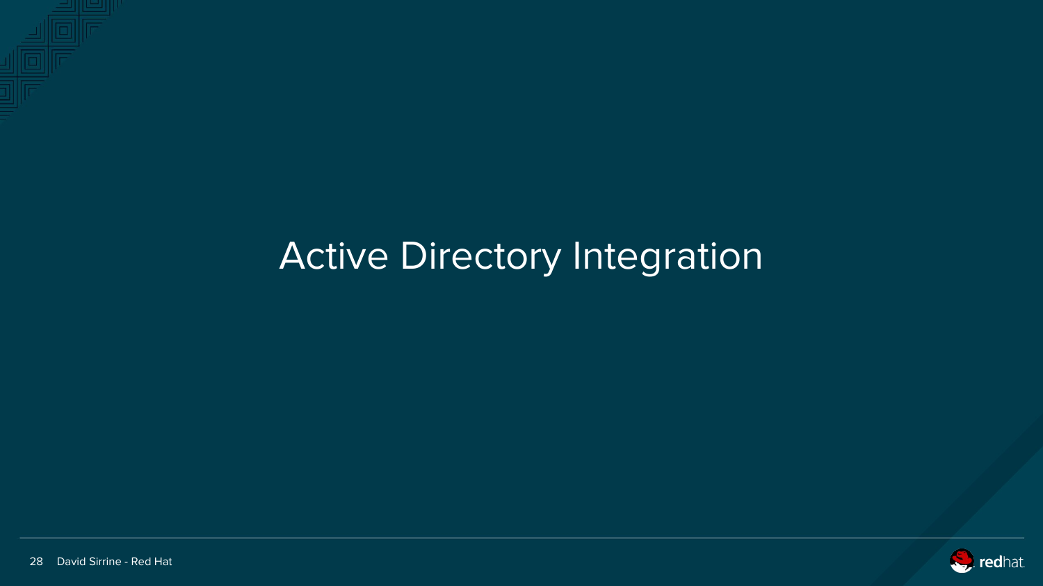# Active Directory Integration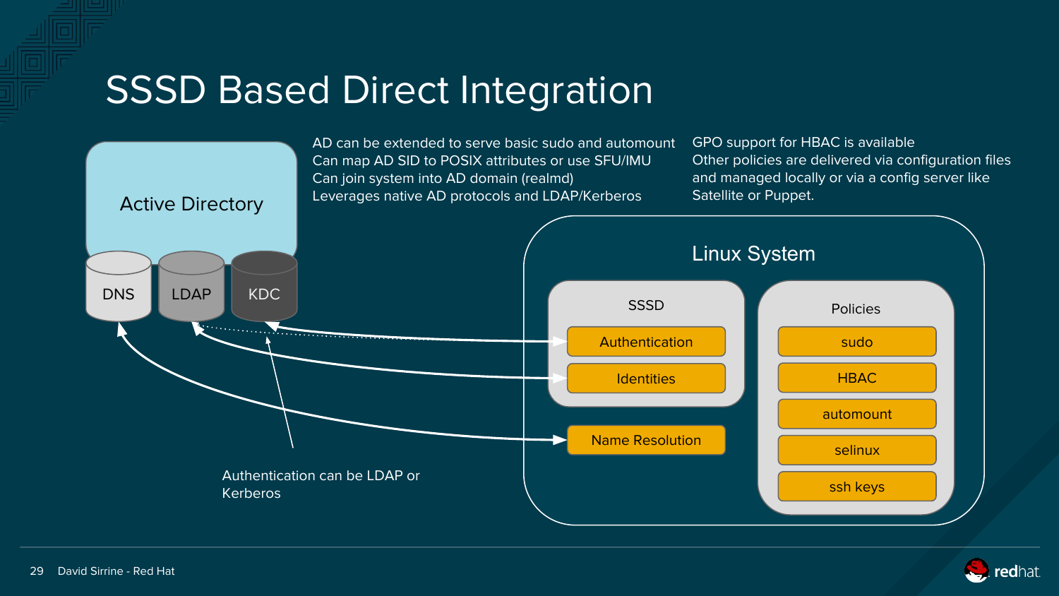# SSSD Based Direct Integration

AD can be extended to serve basic sudo and automount
Can map AD SID to POSIX attributes or use SFU/IMU
Can join system into AD domain (realmd)
Leverages native AD protocols and LDAP/Kerberos

GPO support for HBAC is available
Other policies are delivered via configuration files and managed locally or via a config server like Satellite or Puppet.

Active Directory

DNS

LDAP

KDC

Authentication can be LDAP or Kerberos

Linux System

SSSD

- Authentication
- Identities

Name Resolution

Policies

- sudo
- HBAC
- automount
- selinux
- ssh keys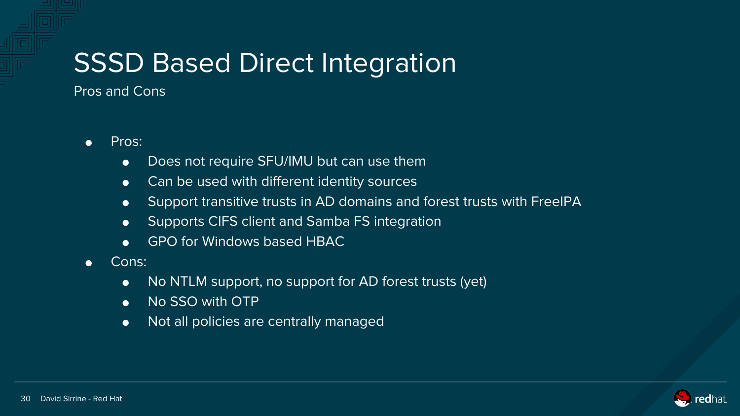# SSSD Based Direct Integration

Pros and Cons

- Pros:
  - Does not require SFU/IMU but can use them
  - Can be used with different identity sources
  - Support transitive trusts in AD domains and forest trusts with FreeIPA
  - Supports CIFS client and Samba FS integration
  - GPO for Windows based HBAC
- Cons:
  - No NTLM support, no support for AD forest trusts (yet)
  - No SSO with OTP
  - Not all policies are centrally managed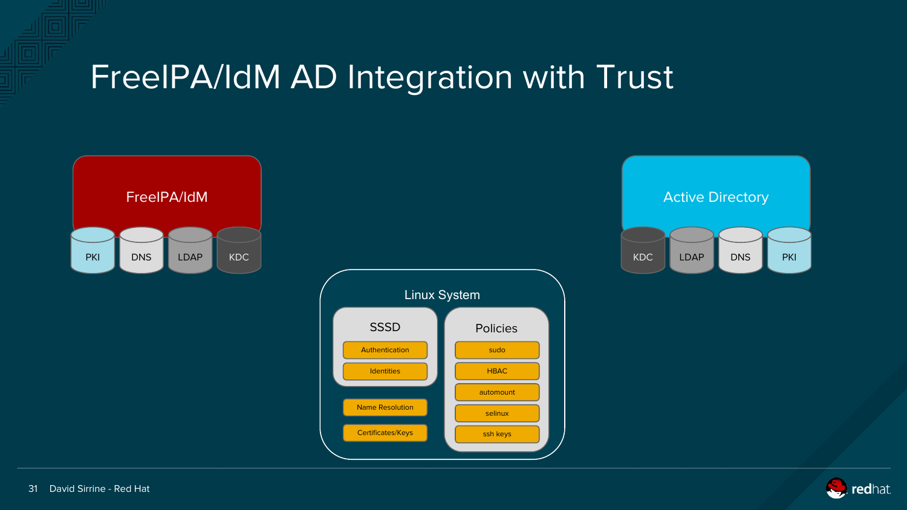# FreeIPA/IdM AD Integration with Trust

FreeIPA/IdM

- PKI
- DNS
- LDAP
- KDC

Active Directory

- KDC
- LDAP
- DNS
- PKI

Linux System

SSSD

- Authentication
- Identities

- Name Resolution
- Certificates/Keys

Policies

- sudo
- HBAC
- automount
- selinux
- ssh keys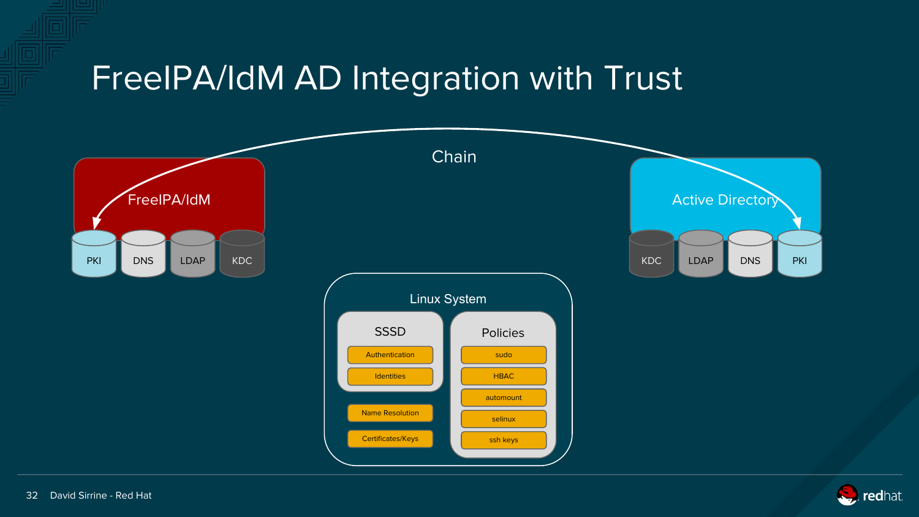# FreeIPA/IdM AD Integration with Trust

Chain

FreeIPA/IdM

- PKI
- DNS
- LDAP
- KDC

Active Directory

- KDC
- LDAP
- DNS
- PKI

Linux System

SSSD

- Authentication
- Identities
- Name Resolution
- Certificates/Keys

Policies

- sudo
- HBAC
- automount
- selinux
- ssh keys

David Sirrine - Red Hat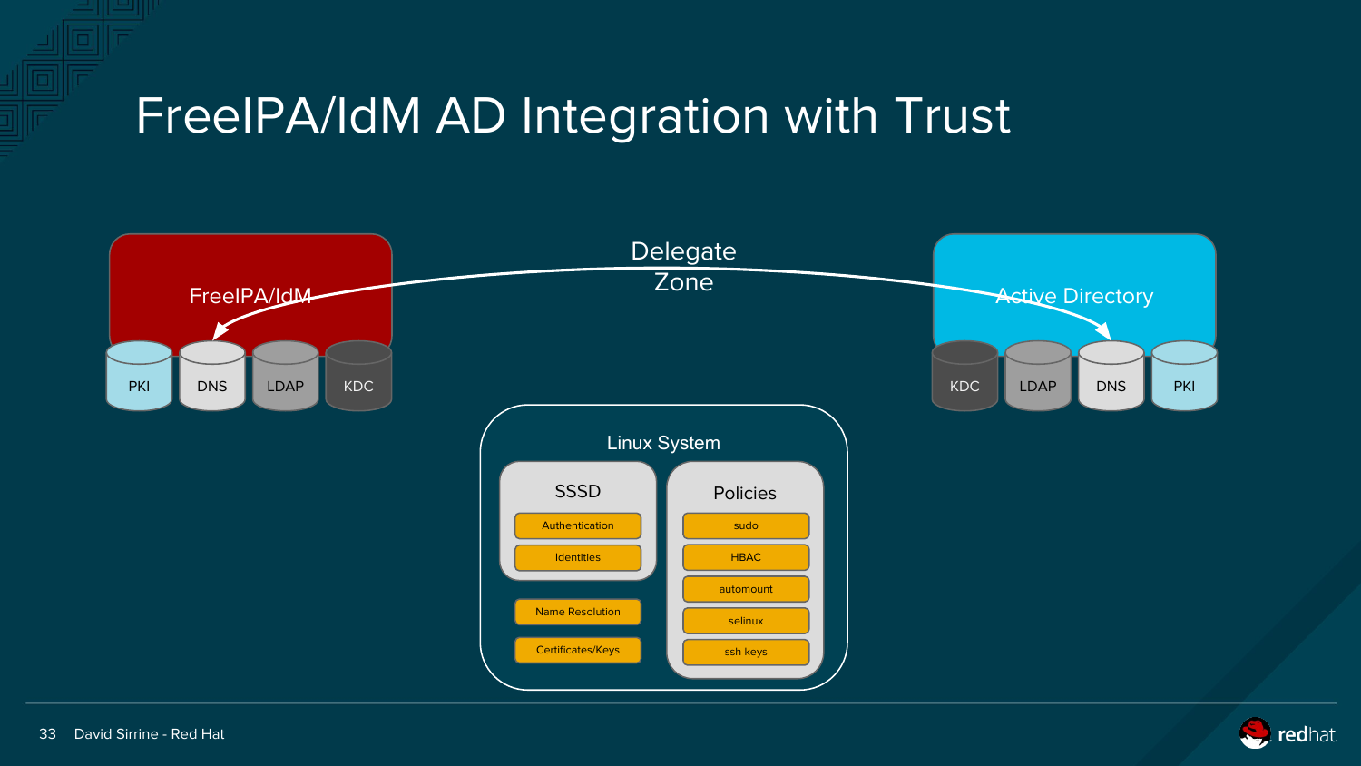# FreeIPA/IdM AD Integration with Trust

FreeIPA/IdM

- PKI
- DNS
- LDAP
- KDC

Delegate Zone

Active Directory

- KDC
- LDAP
- DNS
- PKI

Linux System

SSSD

- Authentication
- Identities

- Name Resolution
- Certificates/Keys

Policies

- sudo
- HBAC
- automount
- selinux
- ssh keys

David Sirrine - Red Hat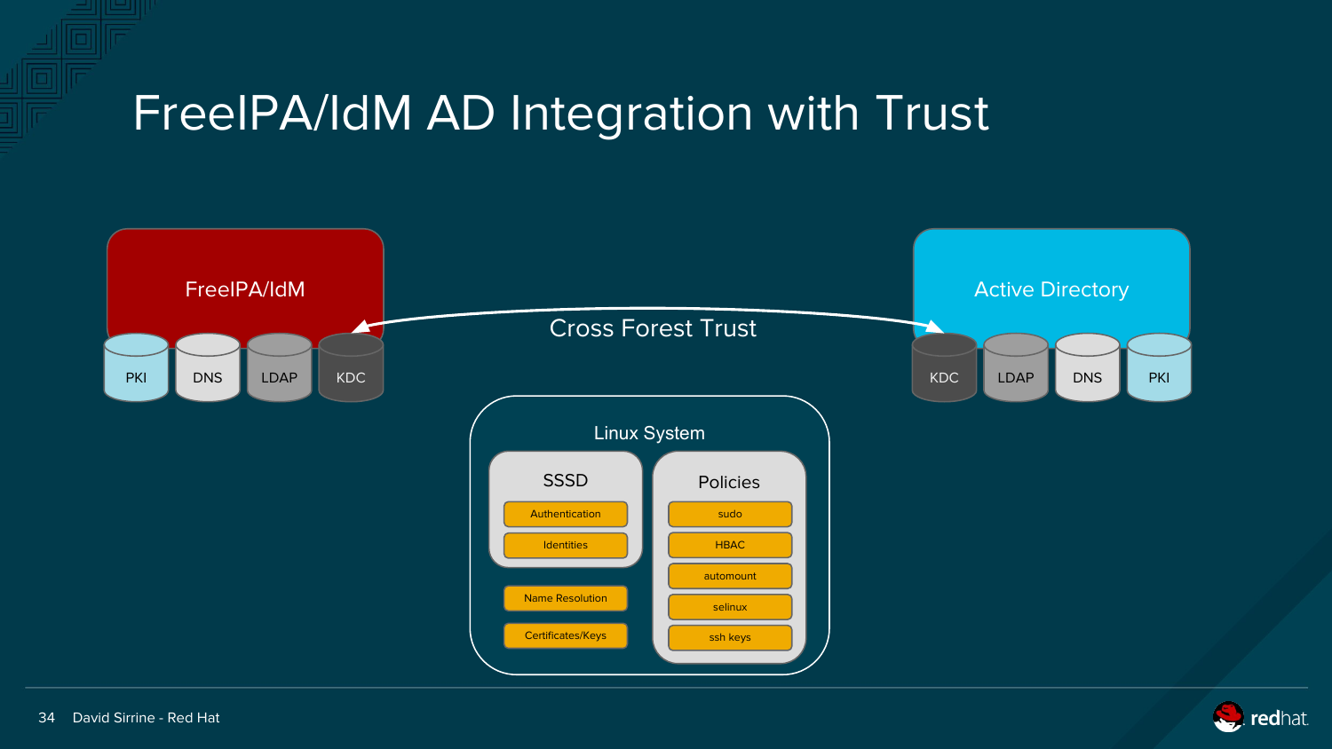# FreeIPA/IdM AD Integration with Trust

**FreeIPA/IdM**

- PKI
- DNS
- LDAP
- KDC

Cross Forest Trust

**Active Directory**

- KDC
- LDAP
- DNS
- PKI

**Linux System**

**SSSD**

- Authentication
- Identities

- Name Resolution
- Certificates/Keys

**Policies**

- sudo
- HBAC
- automount
- selinux
- ssh keys

David Sirrine - Red Hat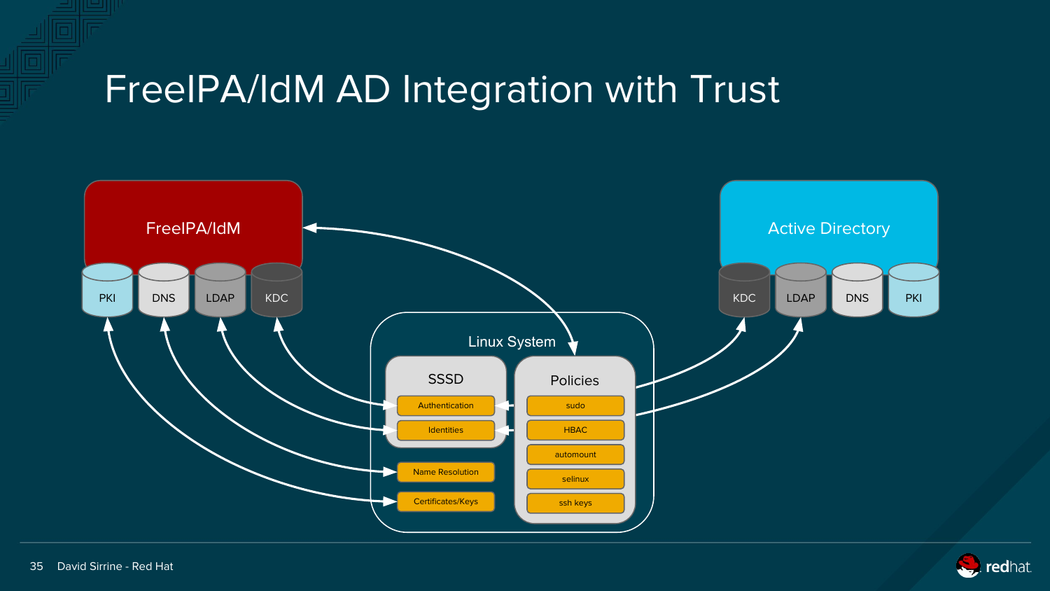# FreeIPA/IdM AD Integration with Trust

FreeIPA/IdM

PKI DNS LDAP KDC

Active Directory

KDC LDAP DNS PKI

Linux System

SSSD

- Authentication
- Identities

- Name Resolution
- Certificates/Keys

Policies

- sudo
- HBAC
- automount
- selinux
- ssh keys

David Sirrine - Red Hat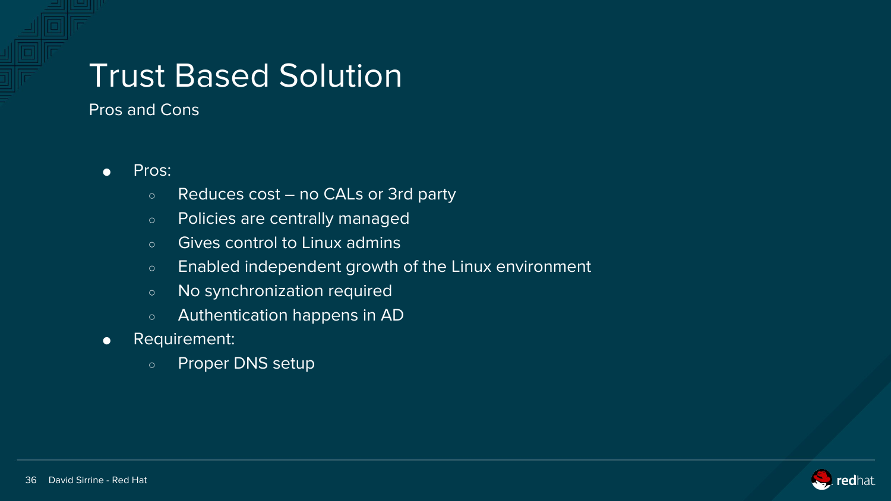# Trust Based Solution

Pros and Cons

- Pros:
  - Reduces cost – no CALs or 3rd party
  - Policies are centrally managed
  - Gives control to Linux admins
  - Enabled independent growth of the Linux environment
  - No synchronization required
  - Authentication happens in AD
- Requirement:
  - Proper DNS setup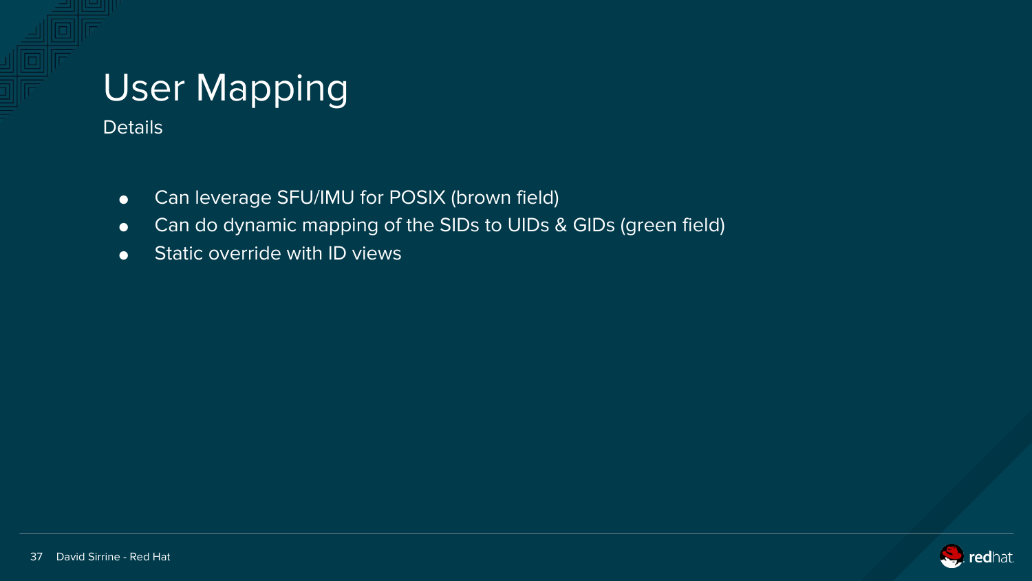# User Mapping

Details

- Can leverage SFU/IMU for POSIX (brown field)
- Can do dynamic mapping of the SIDs to UIDs & GIDs (green field)
- Static override with ID views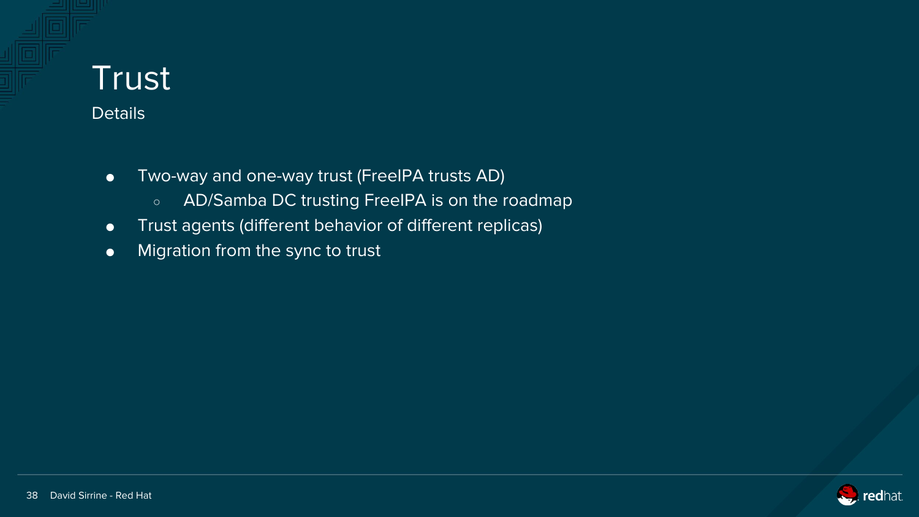# Trust

## Details

- Two-way and one-way trust (FreeIPA trusts AD)
  - AD/Samba DC trusting FreeIPA is on the roadmap
- Trust agents (different behavior of different replicas)
- Migration from the sync to trust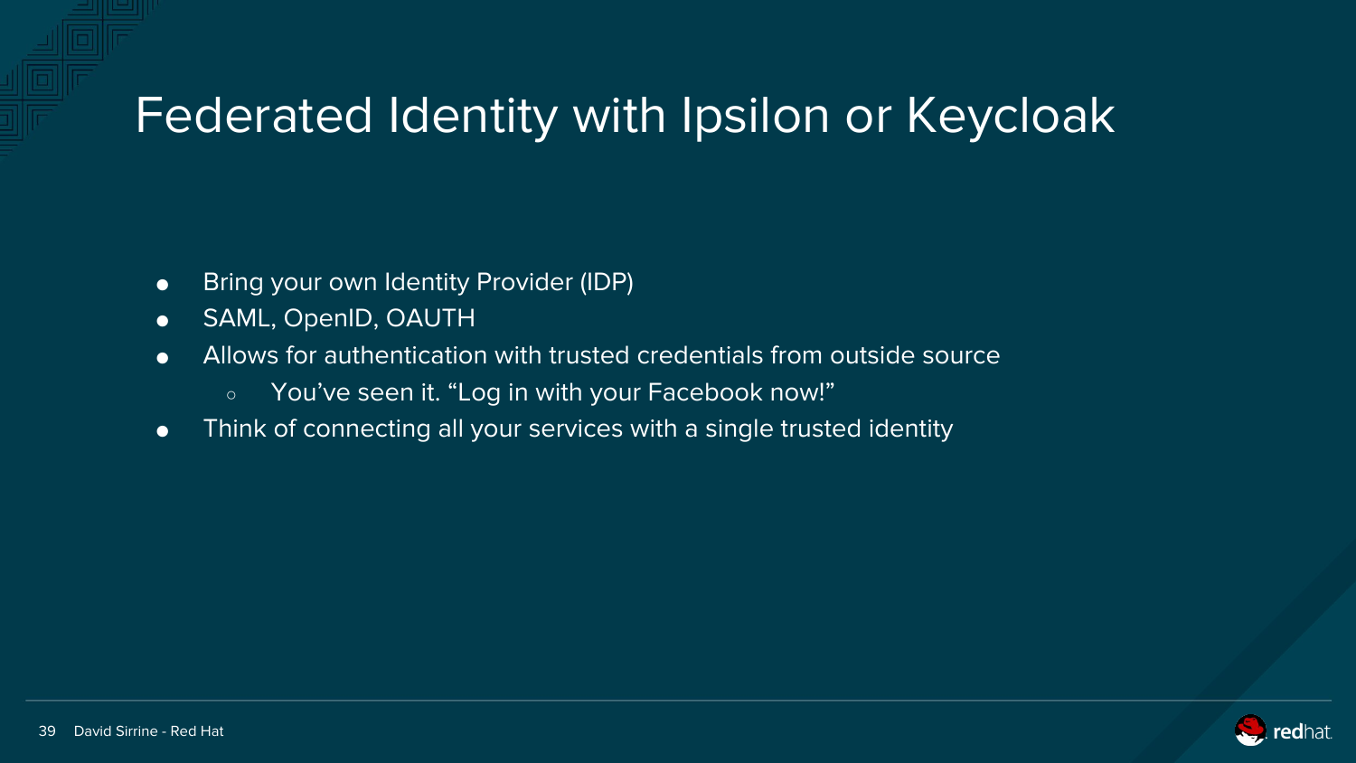# Federated Identity with Ipsilon or Keycloak

- Bring your own Identity Provider (IDP)
- SAML, OpenID, OAUTH
- Allows for authentication with trusted credentials from outside source
  - You've seen it. "Log in with your Facebook now!"
- Think of connecting all your services with a single trusted identity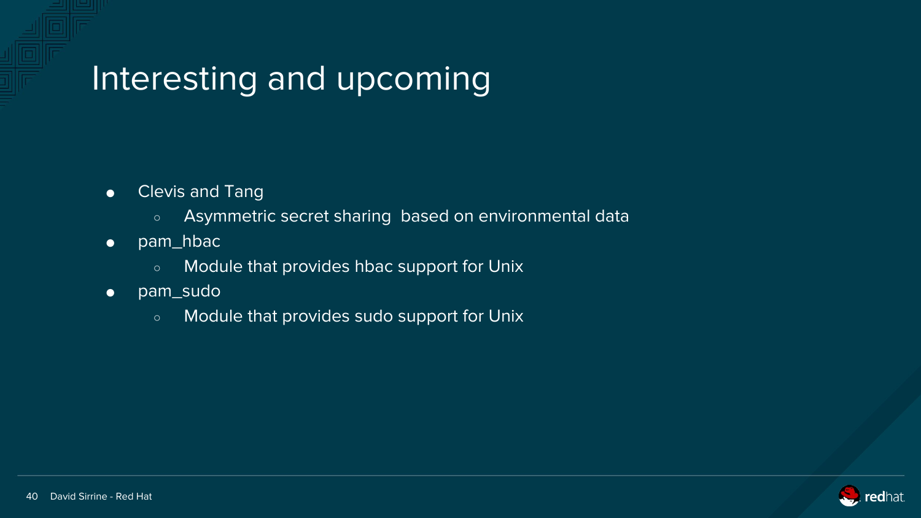# Interesting and upcoming

- Clevis and Tang
  - Asymmetric secret sharing  based on environmental data
- pam_hbac
  - Module that provides hbac support for Unix
- pam_sudo
  - Module that provides sudo support for Unix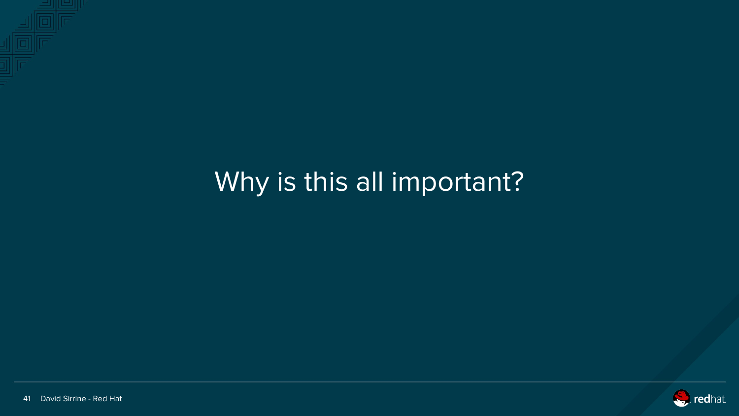# Why is this all important?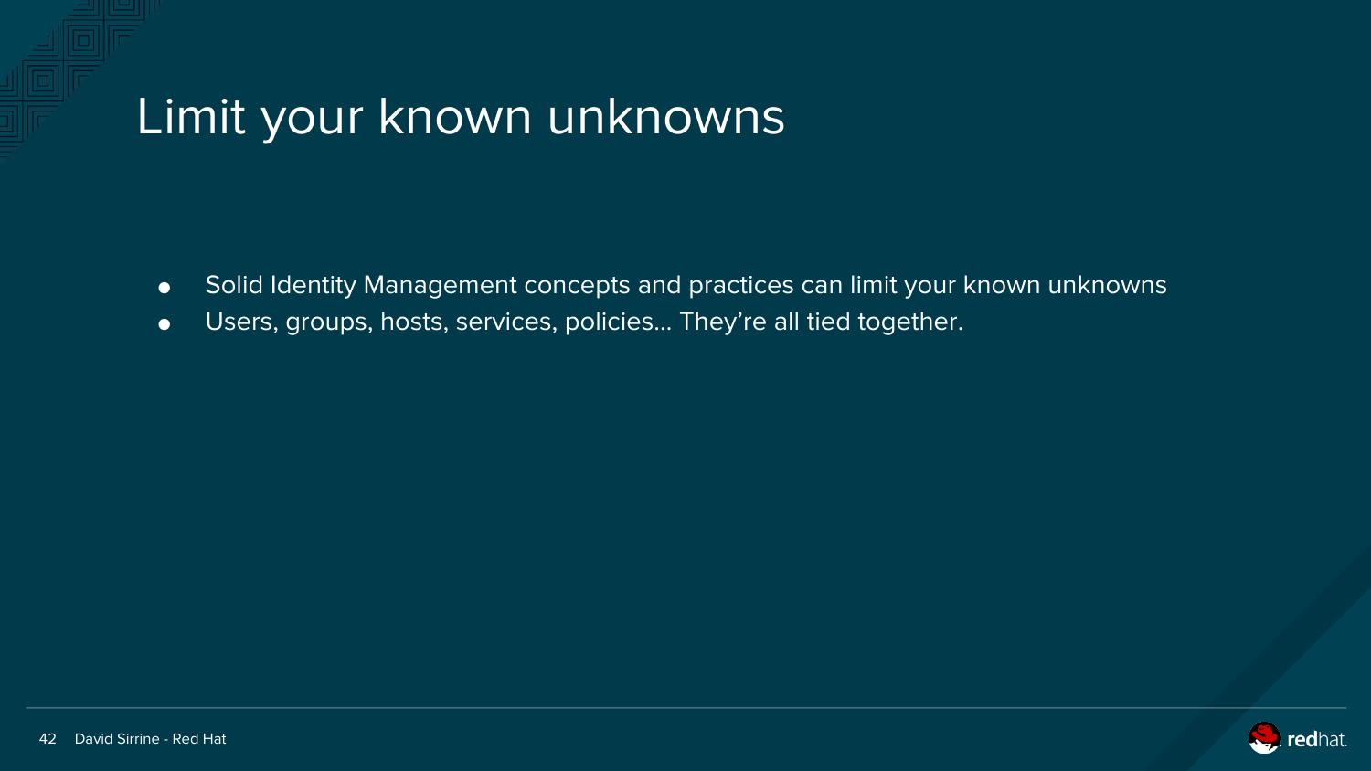# Limit your known unknowns

- Solid Identity Management concepts and practices can limit your known unknowns
- Users, groups, hosts, services, policies… They’re all tied together.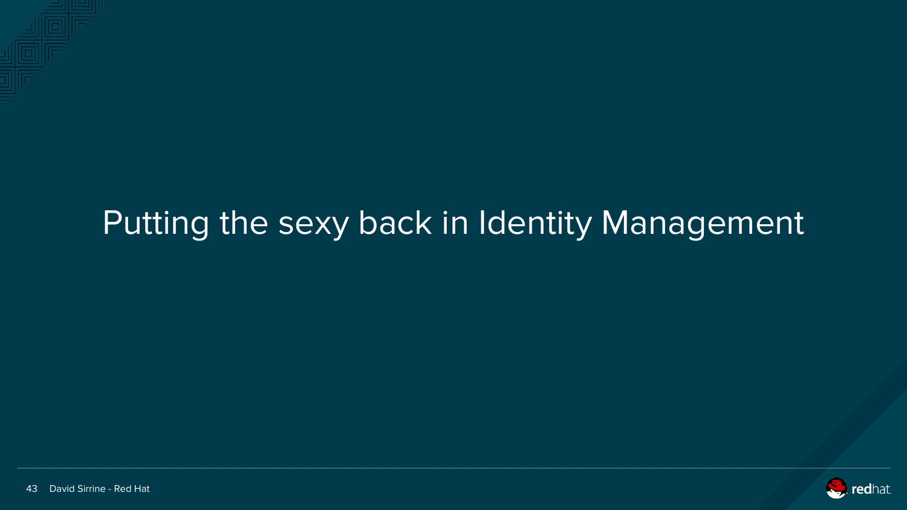# Putting the sexy back in Identity Management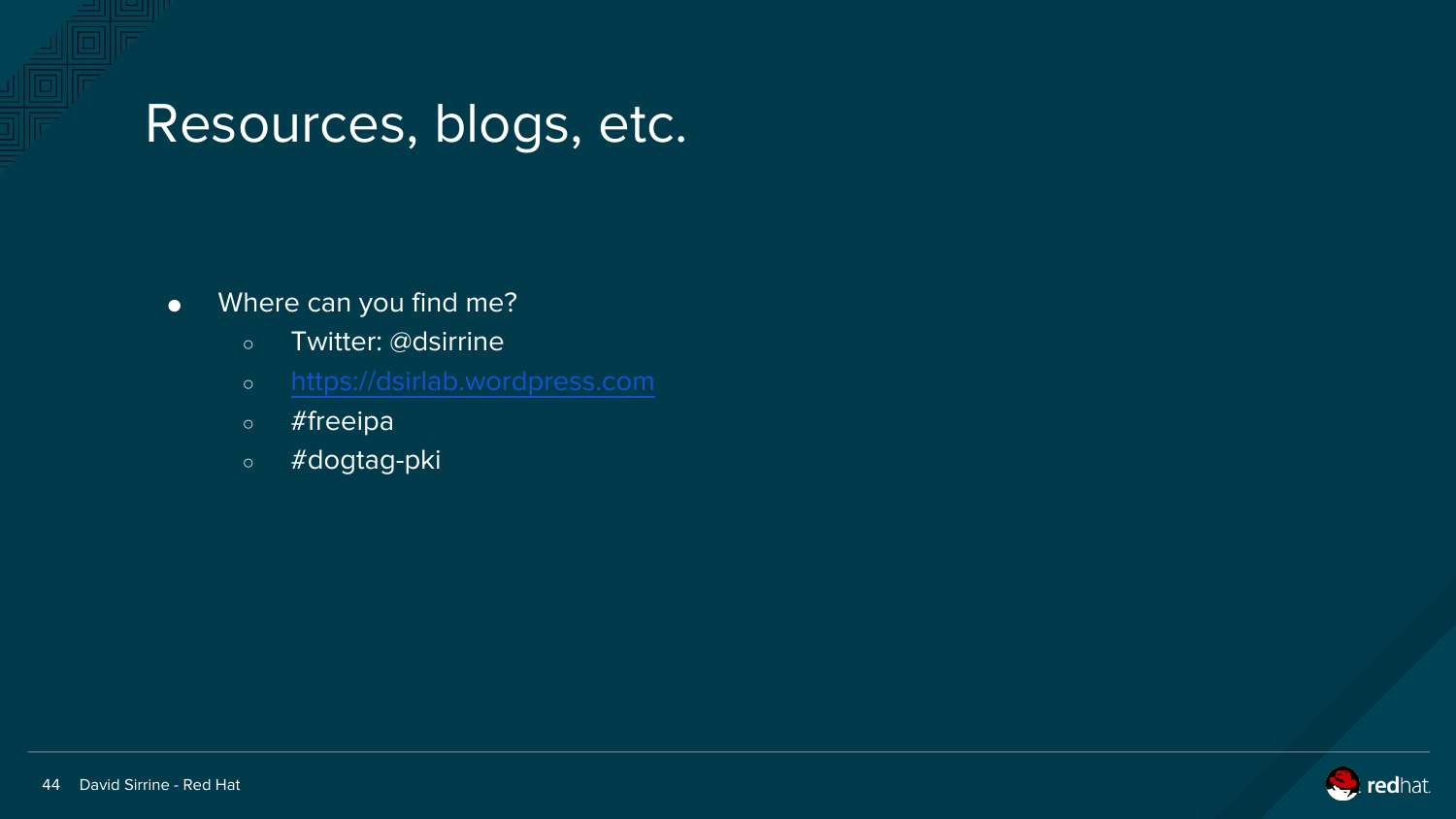# Resources, blogs, etc.

- Where can you find me?
  - Twitter: @dsirrine
  - https://dsirlab.wordpress.com
  - #freeipa
  - #dogtag-pki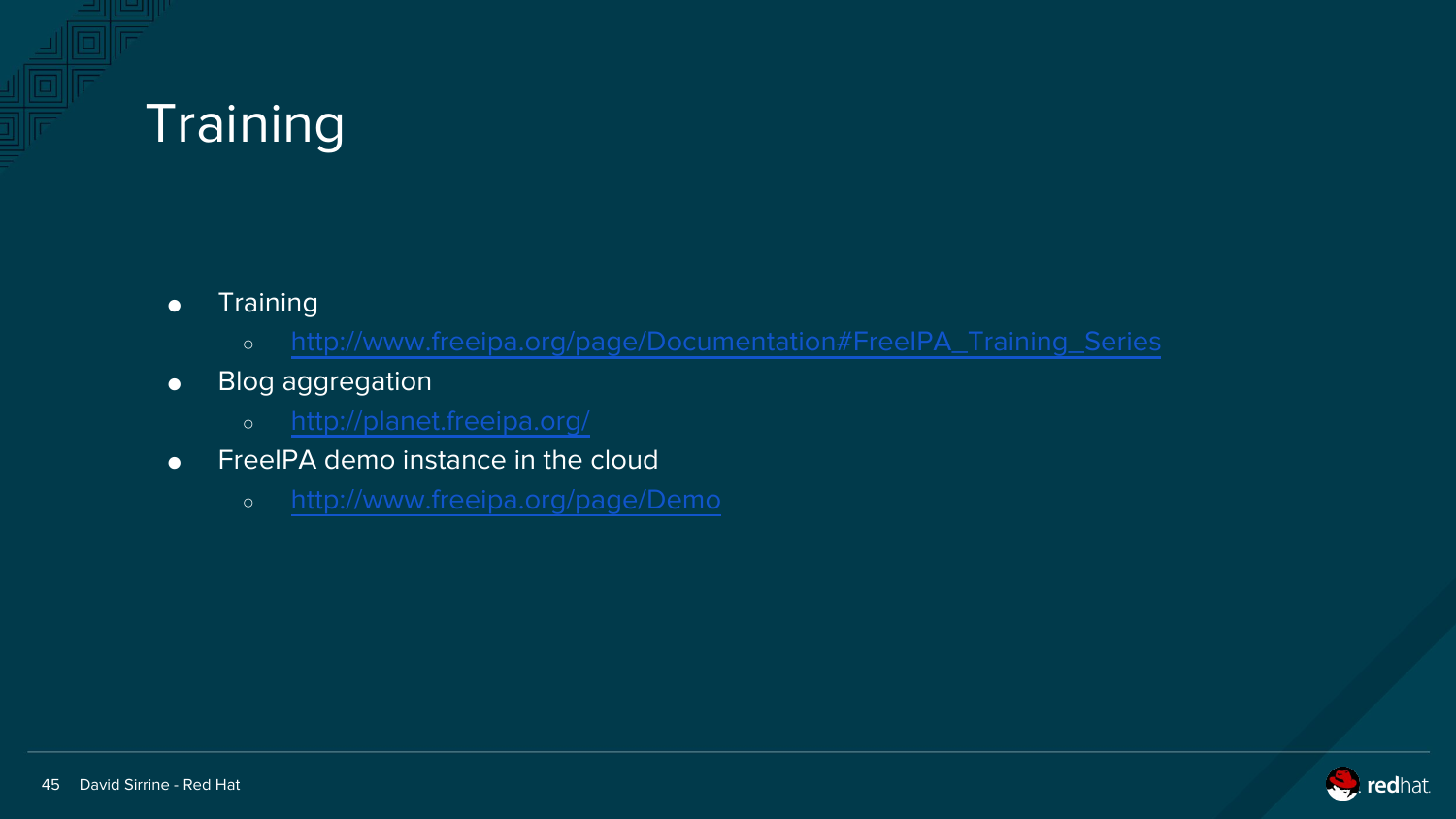# Training

- Training
  - http://www.freeipa.org/page/Documentation#FreeIPA_Training_Series
- Blog aggregation
  - http://planet.freeipa.org/
- FreeIPA demo instance in the cloud
  - http://www.freeipa.org/page/Demo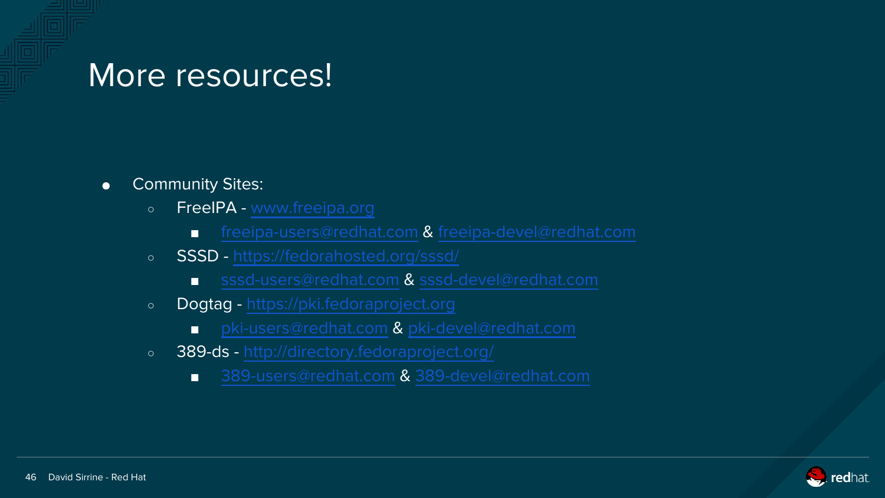# More resources!

- Community Sites:
  - FreeIPA - www.freeipa.org
    - freeipa-users@redhat.com & freeipa-devel@redhat.com
  - SSSD - https://fedorahosted.org/sssd/
    - sssd-users@redhat.com & sssd-devel@redhat.com
  - Dogtag - https://pki.fedoraproject.org
    - pki-users@redhat.com & pki-devel@redhat.com
  - 389-ds - http://directory.fedoraproject.org/
    - 389-users@redhat.com & 389-devel@redhat.com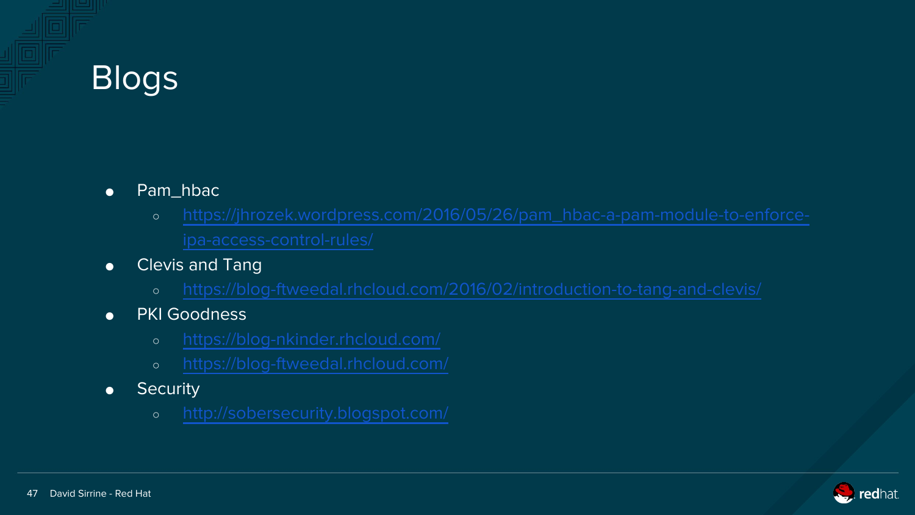# Blogs

- Pam_hbac
  - https://jhrozek.wordpress.com/2016/05/26/pam_hbac-a-pam-module-to-enforce-ipa-access-control-rules/
- Clevis and Tang
  - https://blog-ftweedal.rhcloud.com/2016/02/introduction-to-tang-and-clevis/
- PKI Goodness
  - https://blog-nkinder.rhcloud.com/
  - https://blog-ftweedal.rhcloud.com/
- Security
  - http://sobersecurity.blogspot.com/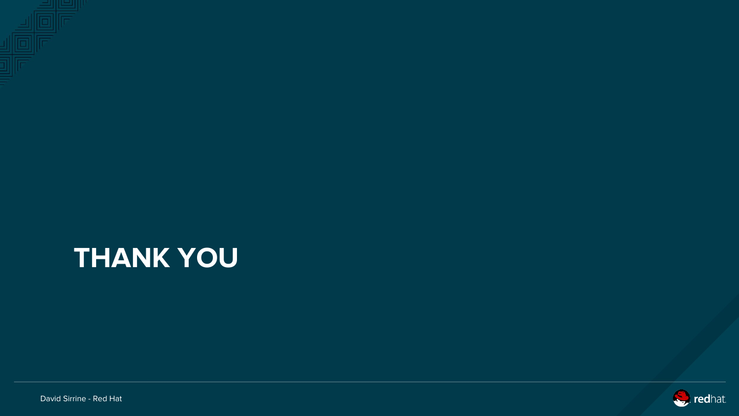# THANK YOU